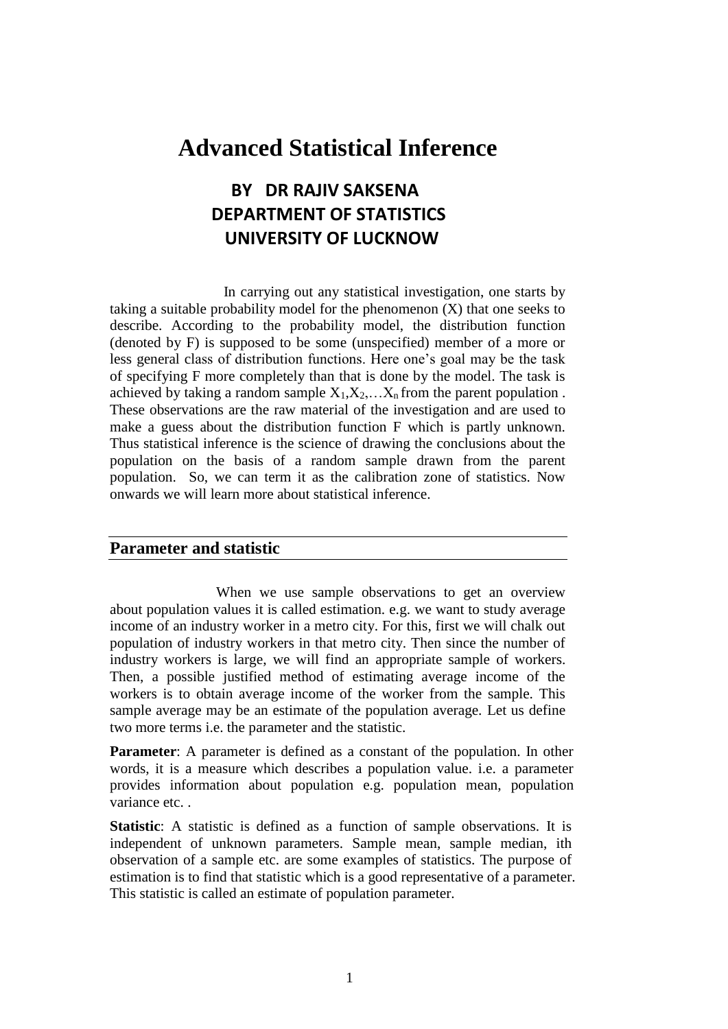# Advanced Statistical Inference

**BY DR RAJIV SAKSENA**
**DEPARTMENT OF STATISTICS**
**UNIVERSITY OF LUCKNOW**

In carrying out any statistical investigation, one starts by taking a suitable probability model for the phenomenon (X) that one seeks to describe. According to the probability model, the distribution function (denoted by F) is supposed to be some (unspecified) member of a more or less general class of distribution functions. Here one's goal may be the task of specifying F more completely than that is done by the model. The task is achieved by taking a random sample $X_1, X_2, \ldots X_n$ from the parent population . These observations are the raw material of the investigation and are used to make a guess about the distribution function F which is partly unknown. Thus statistical inference is the science of drawing the conclusions about the population on the basis of a random sample drawn from the parent population. So, we can term it as the calibration zone of statistics. Now onwards we will learn more about statistical inference.

## Parameter and statistic

When we use sample observations to get an overview about population values it is called estimation. e.g. we want to study average income of an industry worker in a metro city. For this, first we will chalk out population of industry workers in that metro city. Then since the number of industry workers is large, we will find an appropriate sample of workers. Then, a possible justified method of estimating average income of the workers is to obtain average income of the worker from the sample. This sample average may be an estimate of the population average. Let us define two more terms i.e. the parameter and the statistic.

**Parameter**: A parameter is defined as a constant of the population. In other words, it is a measure which describes a population value. i.e. a parameter provides information about population e.g. population mean, population variance etc. .

**Statistic**: A statistic is defined as a function of sample observations. It is independent of unknown parameters. Sample mean, sample median, ith observation of a sample etc. are some examples of statistics. The purpose of estimation is to find that statistic which is a good representative of a parameter. This statistic is called an estimate of population parameter.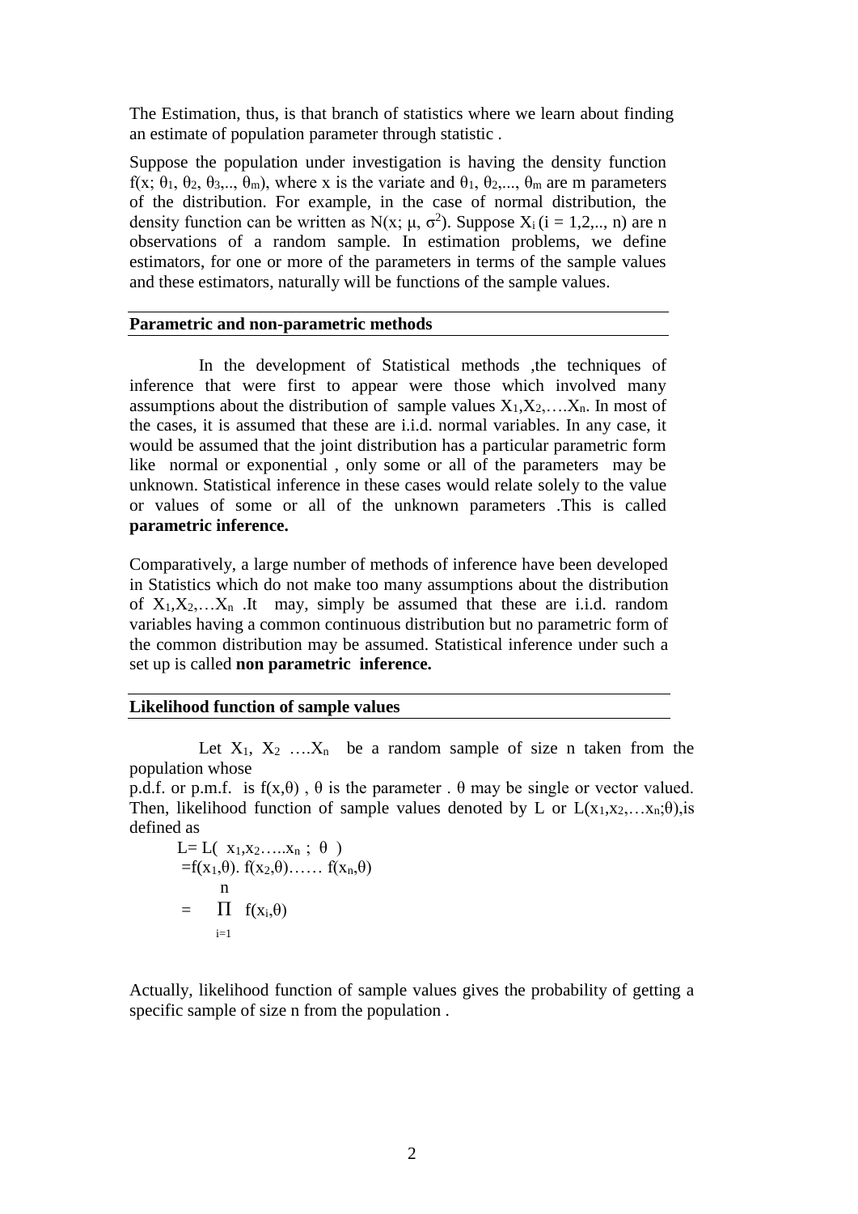The Estimation, thus, is that branch of statistics where we learn about finding an estimate of population parameter through statistic .

Suppose the population under investigation is having the density function $f(x; \theta_1, \theta_2, \theta_3,.., \theta_m)$, where x is the variate and $\theta_1, \theta_2,..., \theta_m$ are m parameters of the distribution. For example, in the case of normal distribution, the density function can be written as $N(x; \mu, \sigma^2)$. Suppose $X_i$ (i = 1,2,.., n) are n observations of a random sample. In estimation problems, we define estimators, for one or more of the parameters in terms of the sample values and these estimators, naturally will be functions of the sample values.

## Parametric and non-parametric methods

In the development of Statistical methods ,the techniques of inference that were first to appear were those which involved many assumptions about the distribution of sample values $X_1,X_2,\ldots.X_n$. In most of the cases, it is assumed that these are i.i.d. normal variables. In any case, it would be assumed that the joint distribution has a particular parametric form like normal or exponential , only some or all of the parameters may be unknown. Statistical inference in these cases would relate solely to the value or values of some or all of the unknown parameters .This is called **parametric inference.**

Comparatively, a large number of methods of inference have been developed in Statistics which do not make too many assumptions about the distribution of $X_1,X_2,\ldots X_n$ .It may, simply be assumed that these are i.i.d. random variables having a common continuous distribution but no parametric form of the common distribution may be assumed. Statistical inference under such a set up is called **non parametric inference.**

## Likelihood function of sample values

Let $X_1, X_2 \ldots.X_n$ be a random sample of size n taken from the population whose p.d.f. or p.m.f. is $f(x,\theta)$ , $\theta$ is the parameter . $\theta$ may be single or vector valued. Then, likelihood function of sample values denoted by L or $L(x_1,x_2,\ldots x_n;\theta)$,is defined as

$$L= L(x_1,x_2\ldots..x_n ; \theta)$$

$$=f(x_1,\theta). f(x_2,\theta)\ldots\ldots f(x_n,\theta)$$

$$= \prod_{i=1}^{n} f(x_i,\theta)$$

Actually, likelihood function of sample values gives the probability of getting a specific sample of size n from the population .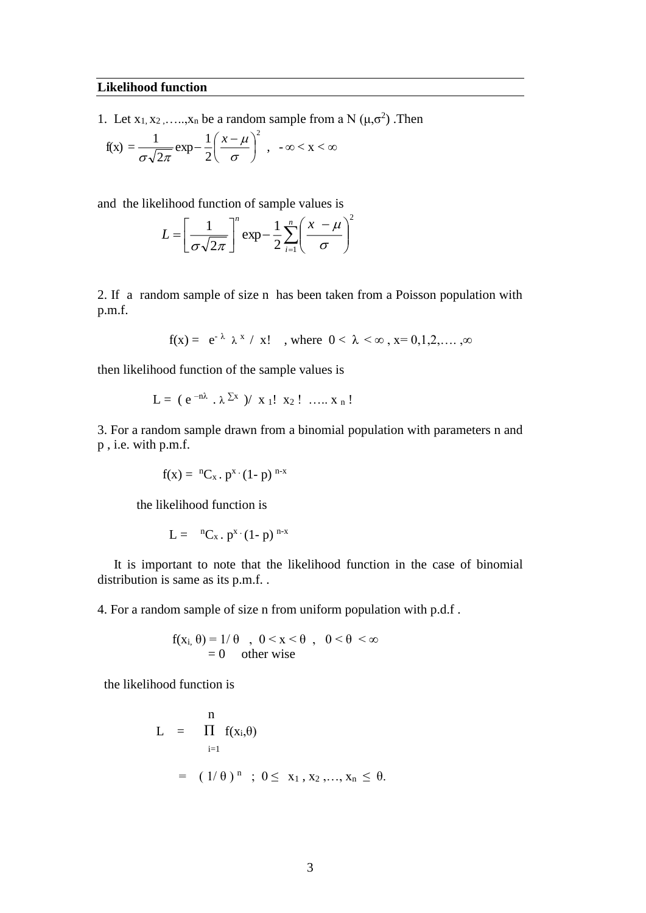**Likelihood function**

1. Let $x_1, x_2, \ldots, x_n$ be a random sample from a N $(\mu, \sigma^2)$ .Then

$$f(x) = \frac{1}{\sigma\sqrt{2\pi}} \exp -\frac{1}{2}\left(\frac{x-\mu}{\sigma}\right)^2 \quad , \quad -\infty < x < \infty$$

and the likelihood function of sample values is

$$L = \left[\frac{1}{\sigma\sqrt{2\pi}}\right]^n \exp -\frac{1}{2}\sum_{i=1}^{n}\left(\frac{x - \mu}{\sigma}\right)^2$$

2. If a random sample of size n has been taken from a Poisson population with p.m.f.

$$f(x) = e^{-\lambda} \lambda^x / x! \quad , \text{ where } 0 < \lambda < \infty , x= 0,1,2,\ldots ,\infty$$

then likelihood function of the sample values is

$$L = ( e^{-n\lambda} . \lambda^{\Sigma x} ) / x_1! \; x_2! \; \ldots.. x_n!$$

3. For a random sample drawn from a binomial population with parameters n and p , i.e. with p.m.f.

$$f(x) = {}^nC_x . p^x . (1- p)^{n-x}$$

the likelihood function is

$$L = {}^nC_x . p^x . (1- p)^{n-x}$$

It is important to note that the likelihood function in the case of binomial distribution is same as its p.m.f. .

4. For a random sample of size n from uniform population with p.d.f .

$$f(x_i, \theta) = 1/\theta \quad , \quad 0 < x < \theta \quad , \quad 0 < \theta < \infty$$
$$= 0 \quad \text{other wise}$$

the likelihood function is

$$L = \prod_{i=1}^{n} f(x_i,\theta)$$

$$= (1/\theta)^n \quad ; \quad 0 \leq x_1 , x_2 ,\ldots, x_n \leq \theta.$$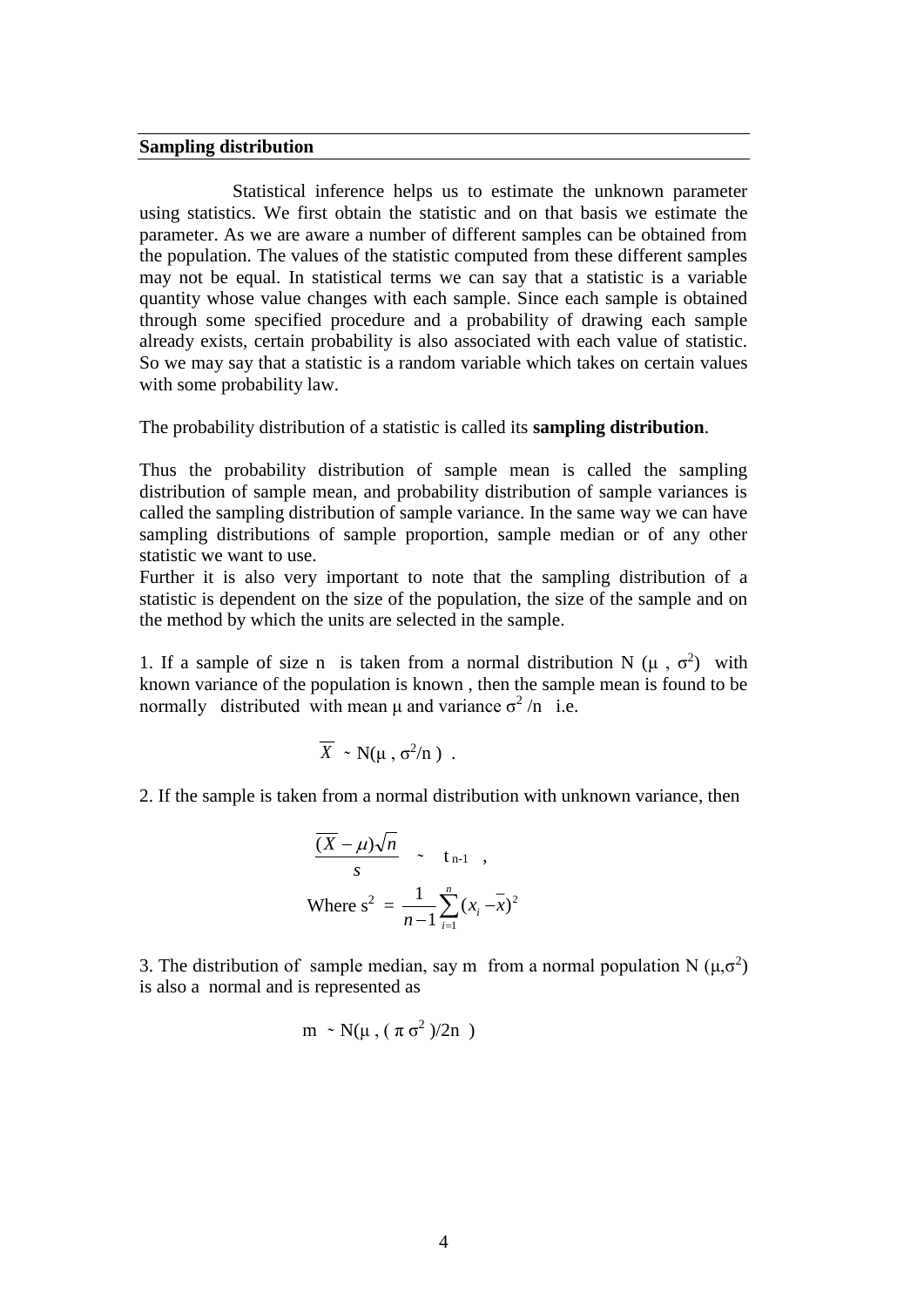## Sampling distribution

Statistical inference helps us to estimate the unknown parameter using statistics. We first obtain the statistic and on that basis we estimate the parameter. As we are aware a number of different samples can be obtained from the population. The values of the statistic computed from these different samples may not be equal. In statistical terms we can say that a statistic is a variable quantity whose value changes with each sample. Since each sample is obtained through some specified procedure and a probability of drawing each sample already exists, certain probability is also associated with each value of statistic. So we may say that a statistic is a random variable which takes on certain values with some probability law.

The probability distribution of a statistic is called its **sampling distribution**.

Thus the probability distribution of sample mean is called the sampling distribution of sample mean, and probability distribution of sample variances is called the sampling distribution of sample variance. In the same way we can have sampling distributions of sample proportion, sample median or of any other statistic we want to use.
Further it is also very important to note that the sampling distribution of a statistic is dependent on the size of the population, the size of the sample and on the method by which the units are selected in the sample.

1. If a sample of size n is taken from a normal distribution N ($\mu$ , $\sigma^2$) with known variance of the population is known , then the sample mean is found to be normally distributed with mean $\mu$ and variance $\sigma^2$ /n i.e.

$$\overline{X} \sim N(\mu , \sigma^2/n ) .$$

2. If the sample is taken from a normal distribution with unknown variance, then

$$\frac{(\overline{X} - \mu)\sqrt{n}}{s} \sim t_{n-1} ,$$

$$\text{Where } s^2 = \frac{1}{n-1}\sum_{i=1}^{n}(x_i - \bar{x})^2$$

3. The distribution of sample median, say m from a normal population N ($\mu$,$\sigma^2$) is also a normal and is represented as

$$m \sim N(\mu , ( \pi \sigma^2 )/2n )$$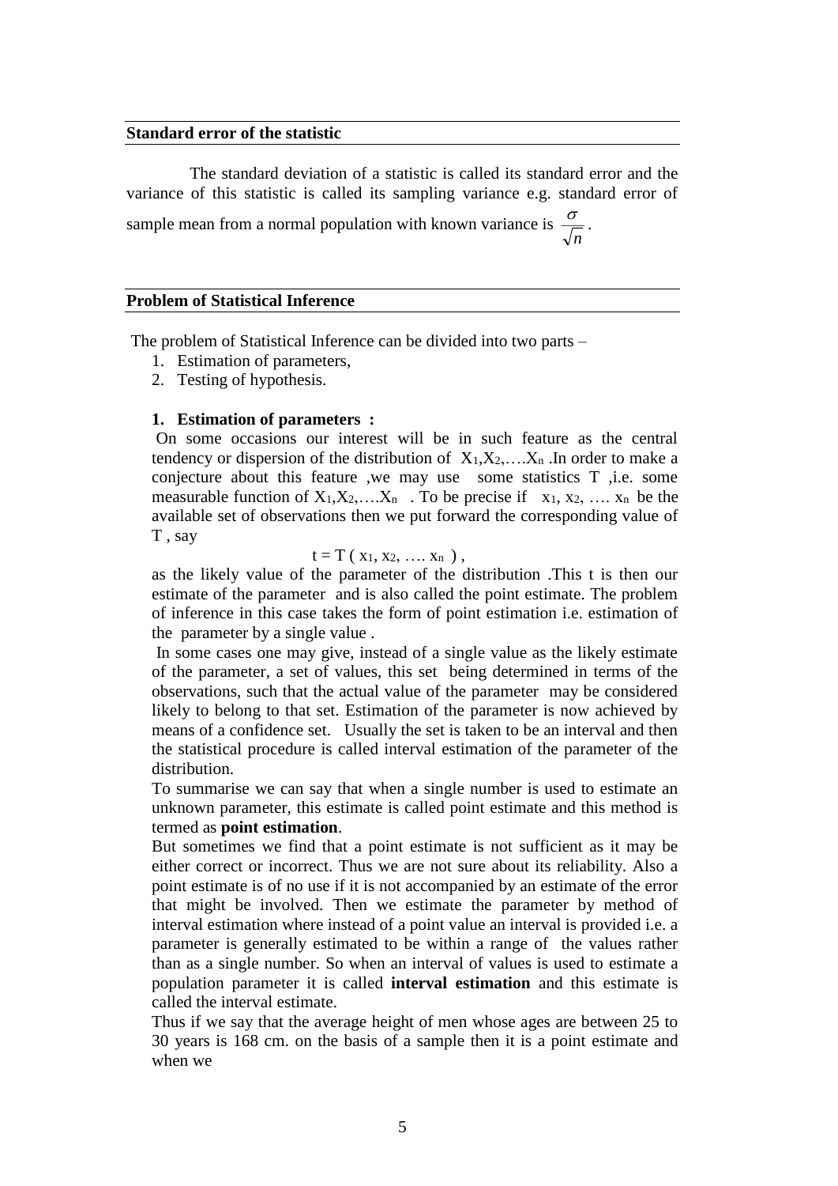## Standard error of the statistic

The standard deviation of a statistic is called its standard error and the variance of this statistic is called its sampling variance e.g. standard error of sample mean from a normal population with known variance is $\frac{\sigma}{\sqrt{n}}$.

## Problem of Statistical Inference

The problem of Statistical Inference can be divided into two parts –

1. Estimation of parameters,
2. Testing of hypothesis.

**1. Estimation of parameters :**

On some occasions our interest will be in such feature as the central tendency or dispersion of the distribution of $X_1, X_2, \ldots. X_n$ .In order to make a conjecture about this feature ,we may use some statistics T ,i.e. some measurable function of $X_1, X_2, \ldots. X_n$ . To be precise if $x_1, x_2, \ldots. x_n$ be the available set of observations then we put forward the corresponding value of T , say

$$t = T ( x_1, x_2, \ldots. x_n ) ,$$

as the likely value of the parameter of the distribution .This t is then our estimate of the parameter and is also called the point estimate. The problem of inference in this case takes the form of point estimation i.e. estimation of the parameter by a single value .

In some cases one may give, instead of a single value as the likely estimate of the parameter, a set of values, this set being determined in terms of the observations, such that the actual value of the parameter may be considered likely to belong to that set. Estimation of the parameter is now achieved by means of a confidence set. Usually the set is taken to be an interval and then the statistical procedure is called interval estimation of the parameter of the distribution.

To summarise we can say that when a single number is used to estimate an unknown parameter, this estimate is called point estimate and this method is termed as **point estimation**.

But sometimes we find that a point estimate is not sufficient as it may be either correct or incorrect. Thus we are not sure about its reliability. Also a point estimate is of no use if it is not accompanied by an estimate of the error that might be involved. Then we estimate the parameter by method of interval estimation where instead of a point value an interval is provided i.e. a parameter is generally estimated to be within a range of the values rather than as a single number. So when an interval of values is used to estimate a population parameter it is called **interval estimation** and this estimate is called the interval estimate.

Thus if we say that the average height of men whose ages are between 25 to 30 years is 168 cm. on the basis of a sample then it is a point estimate and when we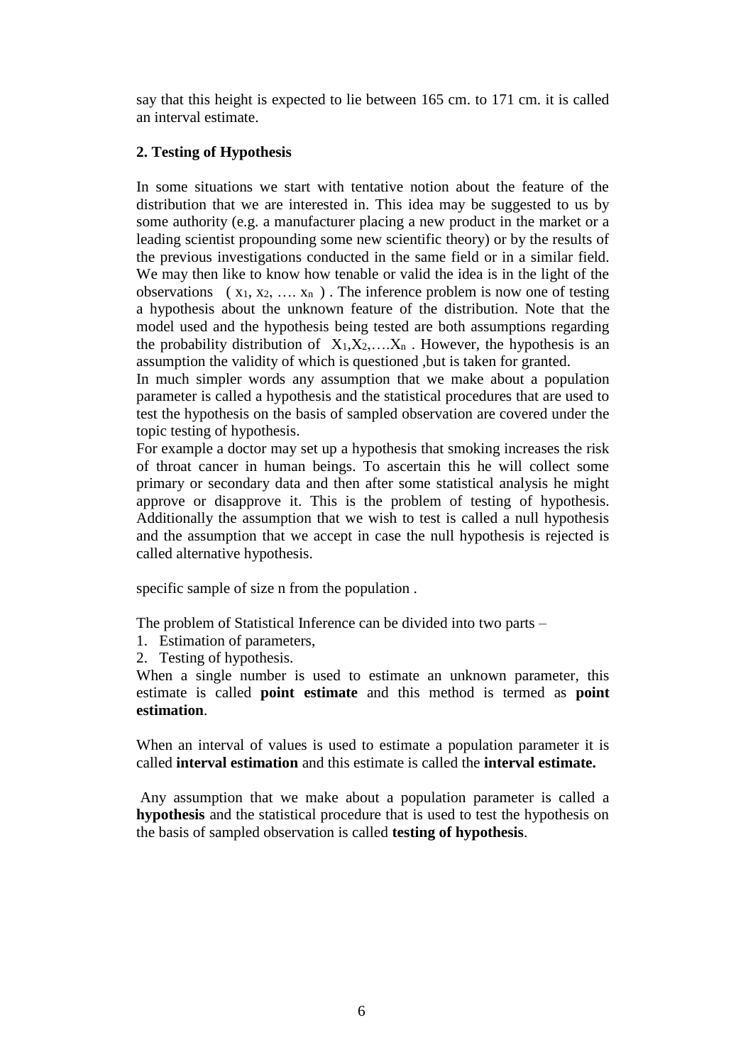say that this height is expected to lie between 165 cm. to 171 cm. it is called an interval estimate.

**2. Testing of Hypothesis**

In some situations we start with tentative notion about the feature of the distribution that we are interested in. This idea may be suggested to us by some authority (e.g. a manufacturer placing a new product in the market or a leading scientist propounding some new scientific theory) or by the results of the previous investigations conducted in the same field or in a similar field. We may then like to know how tenable or valid the idea is in the light of the observations ( $x_1, x_2, \ldots x_n$ ) . The inference problem is now one of testing a hypothesis about the unknown feature of the distribution. Note that the model used and the hypothesis being tested are both assumptions regarding the probability distribution of $X_1, X_2, \ldots X_n$ . However, the hypothesis is an assumption the validity of which is questioned ,but is taken for granted.

In much simpler words any assumption that we make about a population parameter is called a hypothesis and the statistical procedures that are used to test the hypothesis on the basis of sampled observation are covered under the topic testing of hypothesis.

For example a doctor may set up a hypothesis that smoking increases the risk of throat cancer in human beings. To ascertain this he will collect some primary or secondary data and then after some statistical analysis he might approve or disapprove it. This is the problem of testing of hypothesis. Additionally the assumption that we wish to test is called a null hypothesis and the assumption that we accept in case the null hypothesis is rejected is called alternative hypothesis.

specific sample of size n from the population .

The problem of Statistical Inference can be divided into two parts –

1. Estimation of parameters,
2. Testing of hypothesis.

When a single number is used to estimate an unknown parameter, this estimate is called **point estimate** and this method is termed as **point estimation**.

When an interval of values is used to estimate a population parameter it is called **interval estimation** and this estimate is called the **interval estimate.**

Any assumption that we make about a population parameter is called a **hypothesis** and the statistical procedure that is used to test the hypothesis on the basis of sampled observation is called **testing of hypothesis**.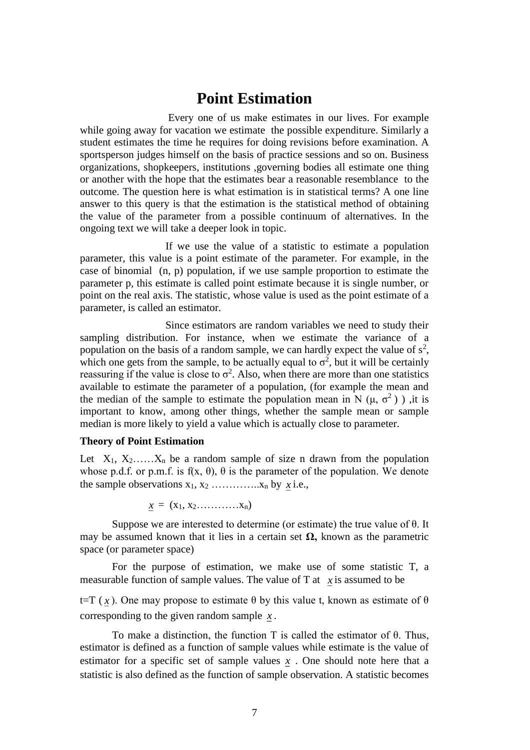# Point Estimation

Every one of us make estimates in our lives. For example while going away for vacation we estimate the possible expenditure. Similarly a student estimates the time he requires for doing revisions before examination. A sportsperson judges himself on the basis of practice sessions and so on. Business organizations, shopkeepers, institutions ,governing bodies all estimate one thing or another with the hope that the estimates bear a reasonable resemblance to the outcome. The question here is what estimation is in statistical terms? A one line answer to this query is that the estimation is the statistical method of obtaining the value of the parameter from a possible continuum of alternatives. In the ongoing text we will take a deeper look in topic.

If we use the value of a statistic to estimate a population parameter, this value is a point estimate of the parameter. For example, in the case of binomial (n, p) population, if we use sample proportion to estimate the parameter p, this estimate is called point estimate because it is single number, or point on the real axis. The statistic, whose value is used as the point estimate of a parameter, is called an estimator.

Since estimators are random variables we need to study their sampling distribution. For instance, when we estimate the variance of a population on the basis of a random sample, we can hardly expect the value of $s^2$, which one gets from the sample, to be actually equal to $\sigma^2$, but it will be certainly reassuring if the value is close to $\sigma^2$. Also, when there are more than one statistics available to estimate the parameter of a population, (for example the mean and the median of the sample to estimate the population mean in $N(\mu, \sigma^2)$ ) ,it is important to know, among other things, whether the sample mean or sample median is more likely to yield a value which is actually close to parameter.

**Theory of Point Estimation**

Let $X_1, X_2 \ldots\ldots X_n$ be a random sample of size n drawn from the population whose p.d.f. or p.m.f. is $f(x, \theta)$, $\theta$ is the parameter of the population. We denote the sample observations $x_1, x_2 \ldots\ldots\ldots\ldots x_n$ by $\underline{x}$ i.e.,

$$\underline{x} = (x_1, x_2 \ldots\ldots\ldots\ldots x_n)$$

Suppose we are interested to determine (or estimate) the true value of $\theta$. It may be assumed known that it lies in a certain set **$\Omega$,** known as the parametric space (or parameter space)

For the purpose of estimation, we make use of some statistic T, a measurable function of sample values. The value of T at $\underline{x}$ is assumed to be

$t = T(\underline{x})$. One may propose to estimate $\theta$ by this value t, known as estimate of $\theta$ corresponding to the given random sample $\underline{x}$.

To make a distinction, the function T is called the estimator of $\theta$. Thus, estimator is defined as a function of sample values while estimate is the value of estimator for a specific set of sample values $\underline{x}$ . One should note here that a statistic is also defined as the function of sample observation. A statistic becomes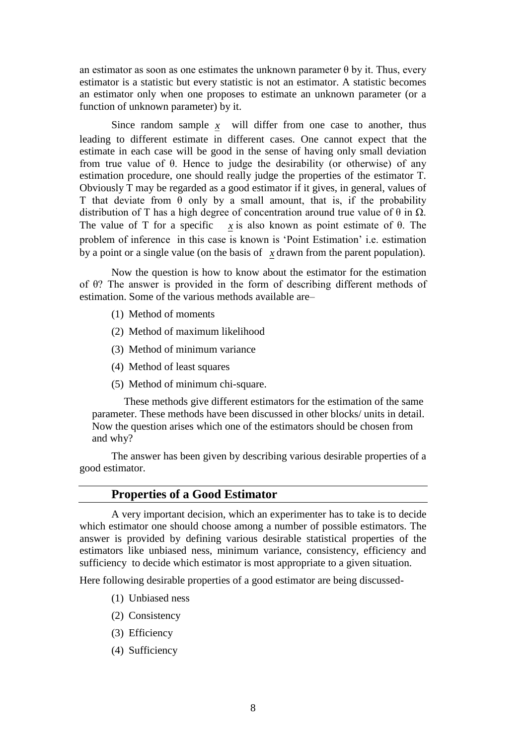an estimator as soon as one estimates the unknown parameter θ by it. Thus, every estimator is a statistic but every statistic is not an estimator. A statistic becomes an estimator only when one proposes to estimate an unknown parameter (or a function of unknown parameter) by it.

Since random sample $\underline{x}$ will differ from one case to another, thus leading to different estimate in different cases. One cannot expect that the estimate in each case will be good in the sense of having only small deviation from true value of θ. Hence to judge the desirability (or otherwise) of any estimation procedure, one should really judge the properties of the estimator T. Obviously T may be regarded as a good estimator if it gives, in general, values of T that deviate from θ only by a small amount, that is, if the probability distribution of T has a high degree of concentration around true value of θ in Ω. The value of T for a specific $\underline{x}$ is also known as point estimate of θ. The problem of inference in this case is known is 'Point Estimation' i.e. estimation by a point or a single value (on the basis of $\underline{x}$ drawn from the parent population).

Now the question is how to know about the estimator for the estimation of θ? The answer is provided in the form of describing different methods of estimation. Some of the various methods available are–

(1) Method of moments

(2) Method of maximum likelihood

(3) Method of minimum variance

(4) Method of least squares

(5) Method of minimum chi-square.

These methods give different estimators for the estimation of the same parameter. These methods have been discussed in other blocks/ units in detail. Now the question arises which one of the estimators should be chosen from and why?

The answer has been given by describing various desirable properties of a good estimator.

## Properties of a Good Estimator

A very important decision, which an experimenter has to take is to decide which estimator one should choose among a number of possible estimators. The answer is provided by defining various desirable statistical properties of the estimators like unbiased ness, minimum variance, consistency, efficiency and sufficiency to decide which estimator is most appropriate to a given situation.

Here following desirable properties of a good estimator are being discussed-

(1) Unbiased ness

(2) Consistency

(3) Efficiency

(4) Sufficiency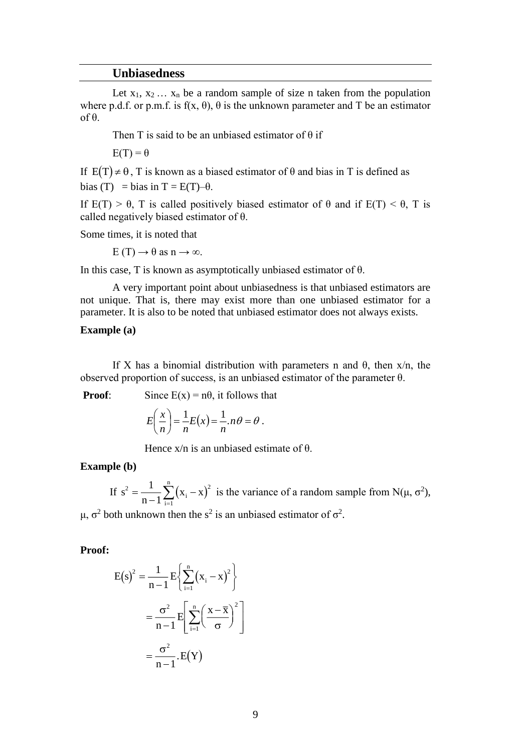## Unbiasedness

Let $x_1, x_2 \dots x_n$ be a random sample of size n taken from the population where p.d.f. or p.m.f. is $f(x, \theta)$, $\theta$ is the unknown parameter and T be an estimator of $\theta$.

Then T is said to be an unbiased estimator of $\theta$ if

$E(T) = \theta$

If $E(T) \neq \theta$, T is known as a biased estimator of $\theta$ and bias in T is defined as bias (T) = bias in T = $E(T) - \theta$.

If $E(T) > \theta$, T is called positively biased estimator of $\theta$ and if $E(T) < \theta$, T is called negatively biased estimator of $\theta$.

Some times, it is noted that

$E(T) \to \theta$ as $n \to \infty$.

In this case, T is known as asymptotically unbiased estimator of $\theta$.

A very important point about unbiasedness is that unbiased estimators are not unique. That is, there may exist more than one unbiased estimator for a parameter. It is also to be noted that unbiased estimator does not always exists.

**Example (a)**

If X has a binomial distribution with parameters n and $\theta$, then x/n, the observed proportion of success, is an unbiased estimator of the parameter $\theta$.

**Proof**: Since $E(x) = n\theta$, it follows that

$$E\left(\frac{x}{n}\right) = \frac{1}{n}E(x) = \frac{1}{n}.n\theta = \theta .$$

Hence x/n is an unbiased estimate of $\theta$.

**Example (b)**

If $s^2 = \frac{1}{n-1}\sum_{i=1}^{n}(x_i - x)^2$ is the variance of a random sample from $N(\mu, \sigma^2)$, $\mu$, $\sigma^2$ both unknown then the $s^2$ is an unbiased estimator of $\sigma^2$.

**Proof:**

$$E(s)^2 = \frac{1}{n-1}E\left\{\sum_{i=1}^{n}(x_i - x)^2\right\}$$

$$= \frac{\sigma^2}{n-1}E\left[\sum_{i=1}^{n}\left(\frac{x-\bar{x}}{\sigma}\right)^2\right]$$

$$= \frac{\sigma^2}{n-1}.E(Y)$$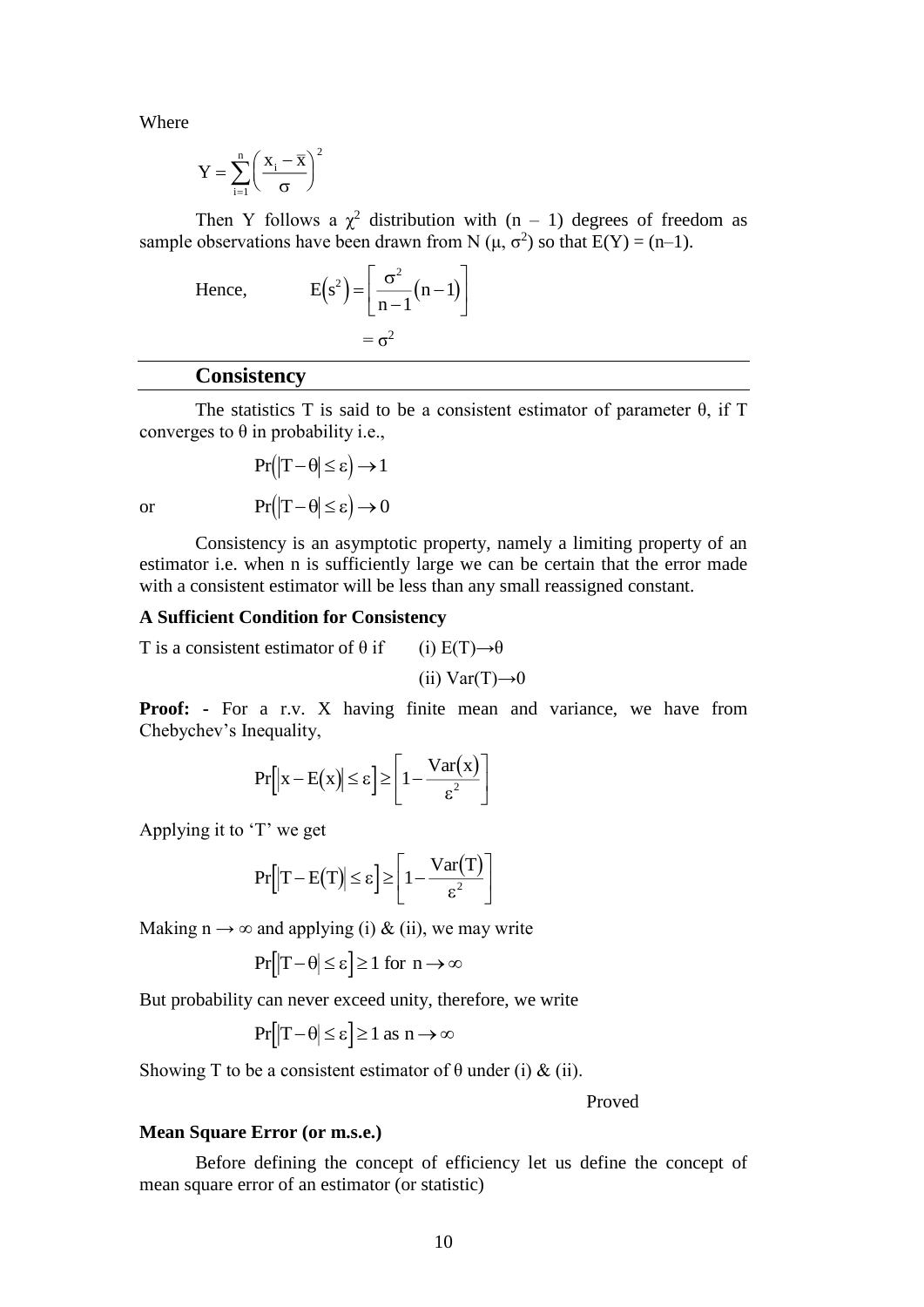Where

$$Y = \sum_{i=1}^{n} \left( \frac{x_i - \bar{x}}{\sigma} \right)^2$$

Then Y follows a $\chi^2$ distribution with $(n - 1)$ degrees of freedom as sample observations have been drawn from N $(\mu, \sigma^2)$ so that $E(Y) = (n-1)$.

Hence,
$$E(s^2) = \left[ \frac{\sigma^2}{n-1} (n-1) \right]$$
$$= \sigma^2$$

## Consistency

The statistics T is said to be a consistent estimator of parameter $\theta$, if T converges to $\theta$ in probability i.e.,

$$\Pr(|T - \theta| \le \varepsilon) \to 1$$

or
$$\Pr(|T - \theta| \le \varepsilon) \to 0$$

Consistency is an asymptotic property, namely a limiting property of an estimator i.e. when n is sufficiently large we can be certain that the error made with a consistent estimator will be less than any small reassigned constant.

**A Sufficient Condition for Consistency**

T is a consistent estimator of $\theta$ if (i) $E(T) \to \theta$

(ii) $Var(T) \to 0$

**Proof: -** For a r.v. X having finite mean and variance, we have from Chebychev's Inequality,

$$\Pr\left[|x - E(x)| \le \varepsilon\right] \ge \left[1 - \frac{Var(x)}{\varepsilon^2}\right]$$

Applying it to 'T' we get

$$\Pr\left[|T - E(T)| \le \varepsilon\right] \ge \left[1 - \frac{Var(T)}{\varepsilon^2}\right]$$

Making $n \to \infty$ and applying (i) & (ii), we may write

$$\Pr\left[|T - \theta| \le \varepsilon\right] \ge 1 \text{ for } n \to \infty$$

But probability can never exceed unity, therefore, we write

$$\Pr\left[|T - \theta| \le \varepsilon\right] \ge 1 \text{ as } n \to \infty$$

Showing T to be a consistent estimator of $\theta$ under (i) & (ii).

Proved

**Mean Square Error (or m.s.e.)**

Before defining the concept of efficiency let us define the concept of mean square error of an estimator (or statistic)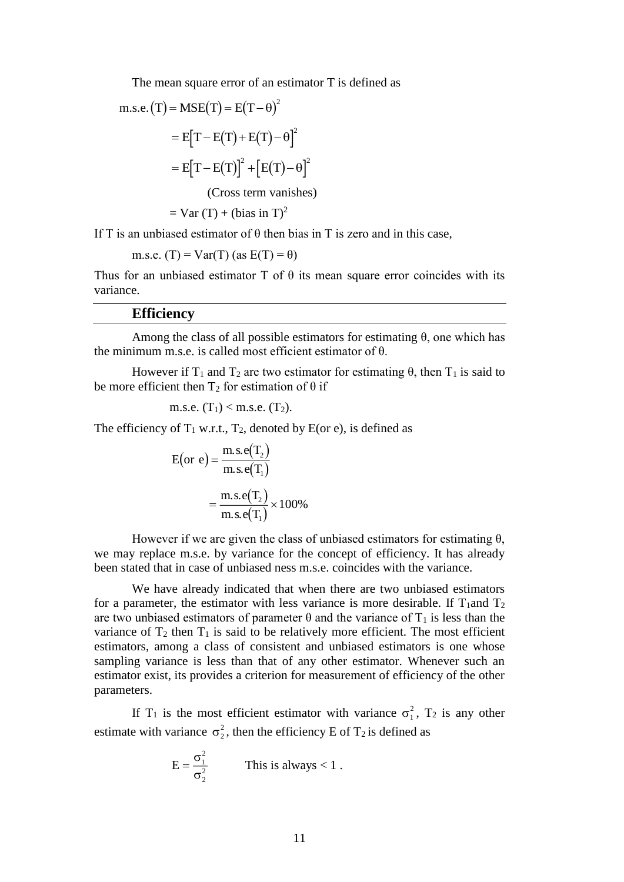The mean square error of an estimator T is defined as

$$\text{m.s.e.}(T) = \text{MSE}(T) = E(T-\theta)^2$$

$$= E\left[T - E(T) + E(T) - \theta\right]^2$$

$$= E\left[T - E(T)\right]^2 + \left[E(T) - \theta\right]^2$$

(Cross term vanishes)

$$= \text{Var}(T) + (\text{bias in } T)^2$$

If T is an unbiased estimator of θ then bias in T is zero and in this case,

m.s.e. (T) = Var(T) (as $E(T) = \theta$)

Thus for an unbiased estimator T of θ its mean square error coincides with its variance.

## Efficiency

Among the class of all possible estimators for estimating θ, one which has the minimum m.s.e. is called most efficient estimator of θ.

However if $T_1$ and $T_2$ are two estimator for estimating θ, then $T_1$ is said to be more efficient then $T_2$ for estimation of θ if

m.s.e. $(T_1) <$ m.s.e. $(T_2)$.

The efficiency of $T_1$ w.r.t., $T_2$, denoted by E(or e), is defined as

$$E(\text{or } e) = \frac{\text{m.s.e}(T_2)}{\text{m.s.e}(T_1)}$$

$$= \frac{\text{m.s.e}(T_2)}{\text{m.s.e}(T_1)} \times 100\%$$

However if we are given the class of unbiased estimators for estimating θ, we may replace m.s.e. by variance for the concept of efficiency. It has already been stated that in case of unbiased ness m.s.e. coincides with the variance.

We have already indicated that when there are two unbiased estimators for a parameter, the estimator with less variance is more desirable. If $T_1$and $T_2$ are two unbiased estimators of parameter θ and the variance of $T_1$ is less than the variance of $T_2$ then $T_1$ is said to be relatively more efficient. The most efficient estimators, among a class of consistent and unbiased estimators is one whose sampling variance is less than that of any other estimator. Whenever such an estimator exist, its provides a criterion for measurement of efficiency of the other parameters.

If $T_1$ is the most efficient estimator with variance $\sigma_1^2$, $T_2$ is any other estimate with variance $\sigma_2^2$, then the efficiency E of $T_2$ is defined as

$$E = \frac{\sigma_1^2}{\sigma_2^2} \qquad \text{This is always} < 1 .$$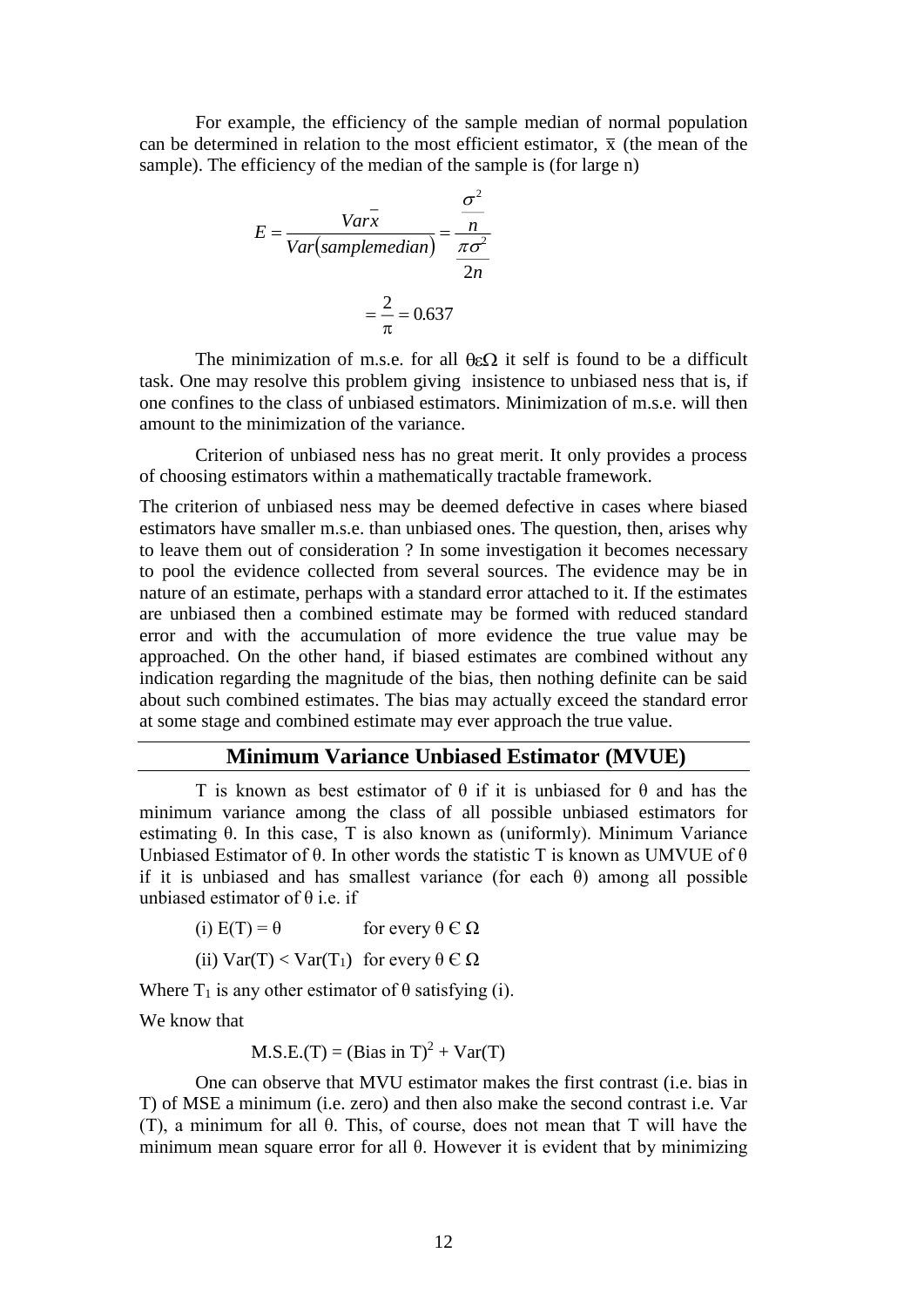For example, the efficiency of the sample median of normal population can be determined in relation to the most efficient estimator, $\bar{x}$ (the mean of the sample). The efficiency of the median of the sample is (for large n)

$$E = \frac{Var\bar{x}}{Var(samplemedian)} = \frac{\frac{\sigma^2}{n}}{\frac{\pi\sigma^2}{2n}}$$

$$= \frac{2}{\pi} = 0.637$$

The minimization of m.s.e. for all $\theta \varepsilon \Omega$ it self is found to be a difficult task. One may resolve this problem giving insistence to unbiased ness that is, if one confines to the class of unbiased estimators. Minimization of m.s.e. will then amount to the minimization of the variance.

Criterion of unbiased ness has no great merit. It only provides a process of choosing estimators within a mathematically tractable framework.

The criterion of unbiased ness may be deemed defective in cases where biased estimators have smaller m.s.e. than unbiased ones. The question, then, arises why to leave them out of consideration ? In some investigation it becomes necessary to pool the evidence collected from several sources. The evidence may be in nature of an estimate, perhaps with a standard error attached to it. If the estimates are unbiased then a combined estimate may be formed with reduced standard error and with the accumulation of more evidence the true value may be approached. On the other hand, if biased estimates are combined without any indication regarding the magnitude of the bias, then nothing definite can be said about such combined estimates. The bias may actually exceed the standard error at some stage and combined estimate may ever approach the true value.

## Minimum Variance Unbiased Estimator (MVUE)

T is known as best estimator of θ if it is unbiased for θ and has the minimum variance among the class of all possible unbiased estimators for estimating θ. In this case, T is also known as (uniformly). Minimum Variance Unbiased Estimator of θ. In other words the statistic T is known as UMVUE of θ if it is unbiased and has smallest variance (for each θ) among all possible unbiased estimator of θ i.e. if

(i) $E(T) = \theta$ for every $\theta \in \Omega$

(ii) $Var(T) < Var(T_1)$ for every $\theta \in \Omega$

Where $T_1$ is any other estimator of θ satisfying (i).

We know that

$$M.S.E.(T) = (\text{Bias in } T)^2 + Var(T)$$

One can observe that MVU estimator makes the first contrast (i.e. bias in T) of MSE a minimum (i.e. zero) and then also make the second contrast i.e. Var (T), a minimum for all θ. This, of course, does not mean that T will have the minimum mean square error for all θ. However it is evident that by minimizing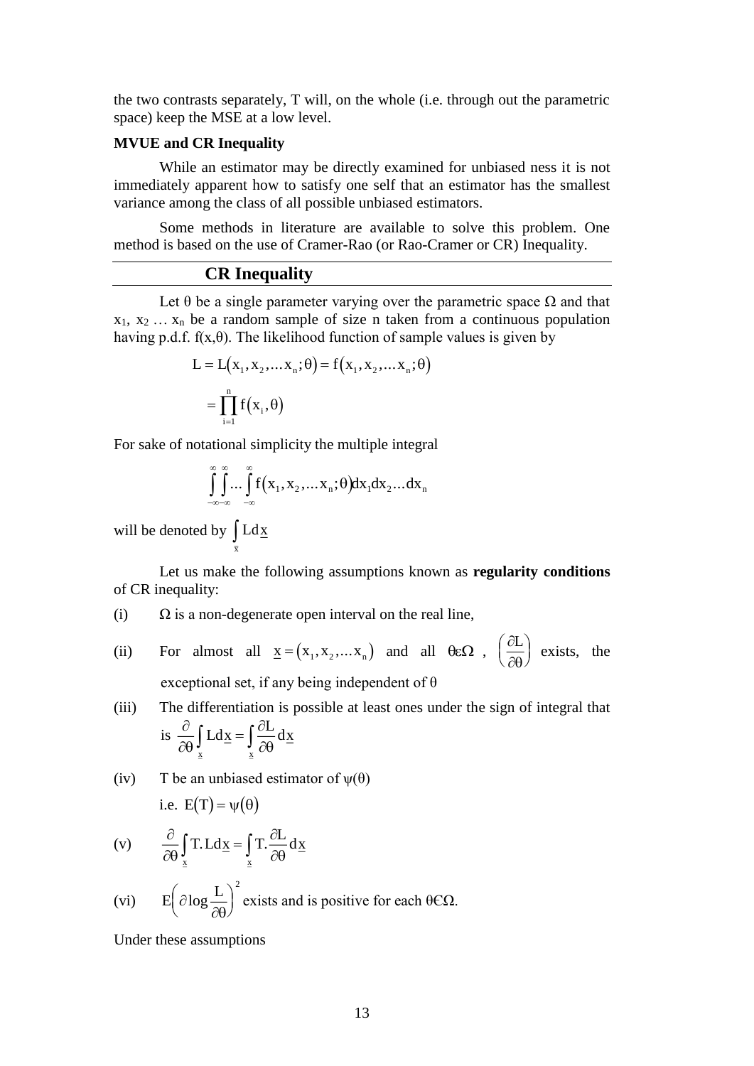the two contrasts separately, T will, on the whole (i.e. through out the parametric space) keep the MSE at a low level.

**MVUE and CR Inequality**

While an estimator may be directly examined for unbiased ness it is not immediately apparent how to satisfy one self that an estimator has the smallest variance among the class of all possible unbiased estimators.

Some methods in literature are available to solve this problem. One method is based on the use of Cramer-Rao (or Rao-Cramer or CR) Inequality.

## CR Inequality

Let $\theta$ be a single parameter varying over the parametric space $\Omega$ and that $x_1, x_2 \ldots x_n$ be a random sample of size n taken from a continuous population having p.d.f. $f(x,\theta)$. The likelihood function of sample values is given by

$$L = L(x_1, x_2, \ldots x_n; \theta) = f(x_1, x_2, \ldots x_n; \theta)$$

$$= \prod_{i=1}^{n} f(x_i, \theta)$$

For sake of notational simplicity the multiple integral

$$\int_{-\infty}^{\infty}\int_{-\infty}^{\infty}\ldots\int_{-\infty}^{\infty} f(x_1, x_2, \ldots x_n; \theta) dx_1 dx_2 \ldots dx_n$$

will be denoted by $\int_{\underline{x}} L d\underline{x}$

Let us make the following assumptions known as **regularity conditions** of CR inequality:

(i) $\Omega$ is a non-degenerate open interval on the real line,

(ii) For almost all $\underline{x} = (x_1, x_2, \ldots x_n)$ and all $\theta \varepsilon \Omega$, $\left(\frac{\partial L}{\partial \theta}\right)$ exists, the exceptional set, if any being independent of $\theta$

(iii) The differentiation is possible at least ones under the sign of integral that is $\frac{\partial}{\partial \theta}\int_{\underline{x}} L d\underline{x} = \int_{\underline{x}} \frac{\partial L}{\partial \theta} d\underline{x}$

(iv) T be an unbiased estimator of $\psi(\theta)$

i.e. $E(T) = \psi(\theta)$

(v) $\frac{\partial}{\partial \theta}\int_{\underline{x}} T.L d\underline{x} = \int_{\underline{x}} T.\frac{\partial L}{\partial \theta} d\underline{x}$

(vi) $E\left(\partial \log \frac{L}{\partial \theta}\right)^2$ exists and is positive for each $\theta \in \Omega$.

Under these assumptions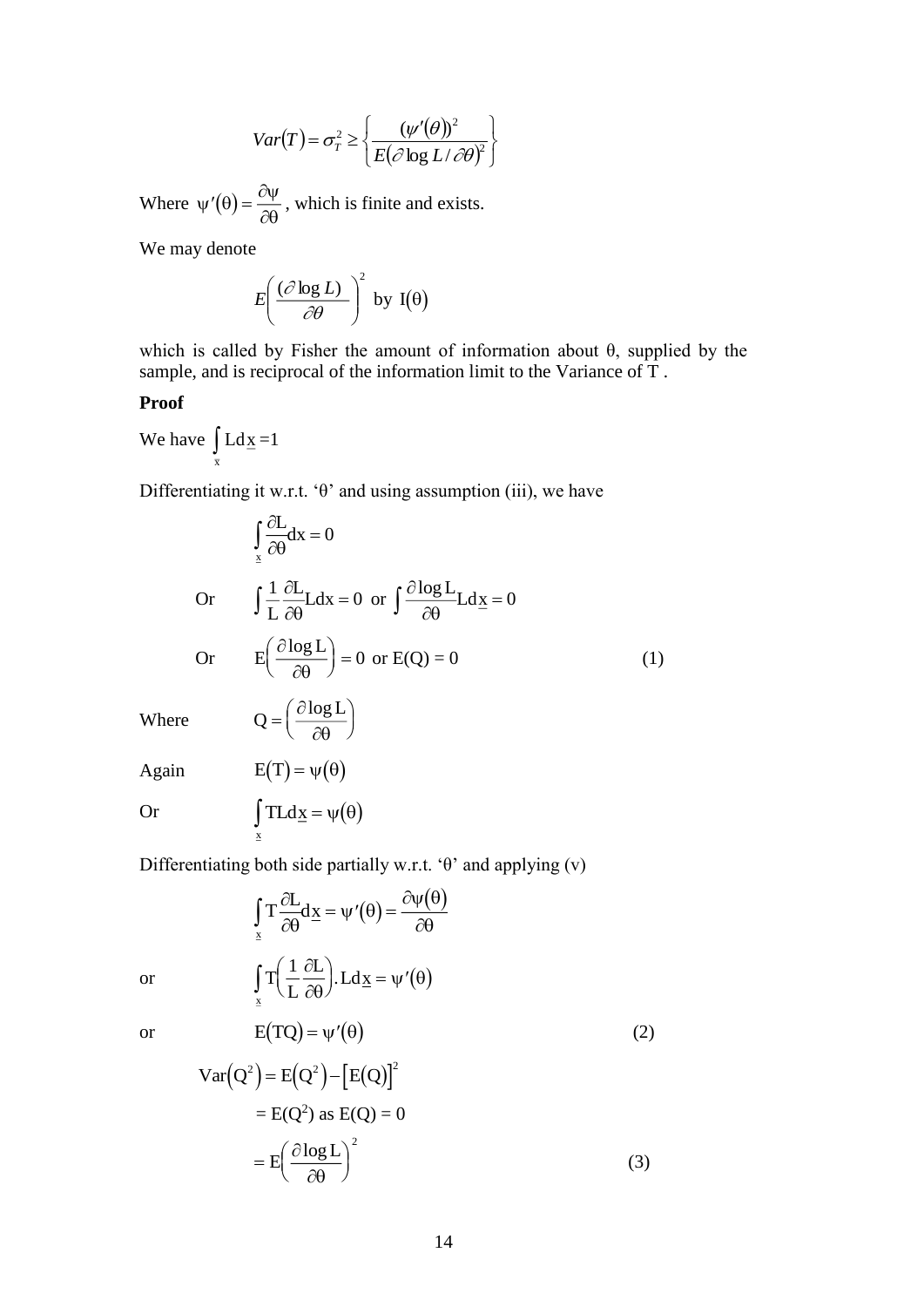$$Var(T) = \sigma_T^2 \geq \left\{ \frac{(\psi'(\theta))^2}{E(\partial \log L / \partial\theta)^2} \right\}$$

Where $\psi'(\theta) = \dfrac{\partial\psi}{\partial\theta}$, which is finite and exists.

We may denote

$$E\left(\frac{(\partial \log L)}{\partial\theta}\right)^2 \text{ by } I(\theta)$$

which is called by Fisher the amount of information about θ, supplied by the sample, and is reciprocal of the information limit to the Variance of T .

**Proof**

We have $\int_{\underline{x}} L d\underline{x} = 1$

Differentiating it w.r.t. 'θ' and using assumption (iii), we have

$$\int_{\underline{x}} \frac{\partial L}{\partial\theta} dx = 0$$

Or $$\int \frac{1}{L}\frac{\partial L}{\partial\theta} L dx = 0 \text{ or } \int \frac{\partial \log L}{\partial\theta} L d\underline{x} = 0$$

Or $$E\left(\frac{\partial \log L}{\partial\theta}\right) = 0 \text{ or } E(Q) = 0 \tag{1}$$

Where $$Q = \left(\frac{\partial \log L}{\partial\theta}\right)$$

Again $$E(T) = \psi(\theta)$$

Or $$\int_{\underline{x}} T L d\underline{x} = \psi(\theta)$$

Differentiating both side partially w.r.t. 'θ' and applying (v)

$$\int_{\underline{x}} T \frac{\partial L}{\partial\theta} d\underline{x} = \psi'(\theta) = \frac{\partial\psi(\theta)}{\partial\theta}$$

or $$\int_{\underline{x}} T\left(\frac{1}{L}\frac{\partial L}{\partial\theta}\right) . L d\underline{x} = \psi'(\theta)$$

or $$E(TQ) = \psi'(\theta) \tag{2}$$

$$\begin{aligned} Var(Q^2) &= E(Q^2) - [E(Q)]^2 \\ &= E(Q^2) \text{ as } E(Q) = 0 \\ &= E\left(\frac{\partial \log L}{\partial\theta}\right)^2 \end{aligned} \tag{3}$$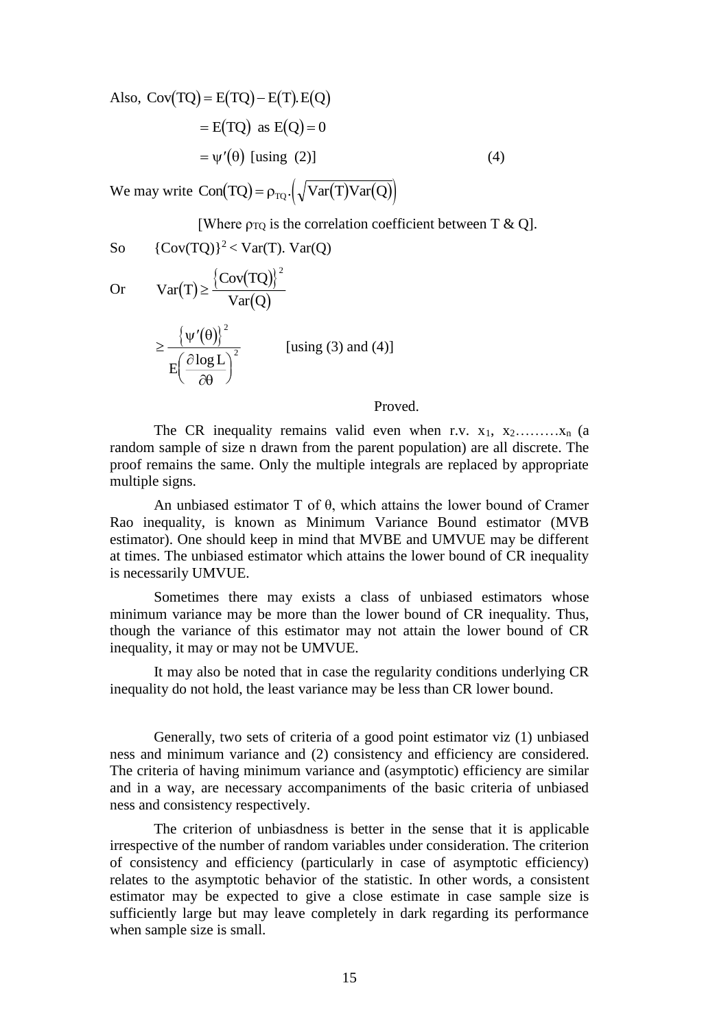Also, $\text{Cov}(TQ) = E(TQ) - E(T).E(Q)$

$$= E(TQ) \text{ as } E(Q) = 0$$

$$= \psi'(\theta) \text{ [using (2)]} \qquad (4)$$

We may write $\text{Con}(TQ) = \rho_{TQ}.\left(\sqrt{\text{Var}(T)\text{Var}(Q)}\right)$

[Where $\rho_{TQ}$ is the correlation coefficient between T & Q].

So $\{\text{Cov}(TQ)\}^2 < \text{Var}(T).\ \text{Var}(Q)$

Or $$\text{Var}(T) \geq \frac{\{\text{Cov}(TQ)\}^2}{\text{Var}(Q)}$$

$$\geq \frac{\{\psi'(\theta)\}^2}{E\left(\frac{\partial \log L}{\partial \theta}\right)^2} \qquad \text{[using (3) and (4)]}$$

Proved.

The CR inequality remains valid even when r.v. $x_1, x_2 \ldots\ldots\ldots x_n$ (a random sample of size n drawn from the parent population) are all discrete. The proof remains the same. Only the multiple integrals are replaced by appropriate multiple signs.

An unbiased estimator T of θ, which attains the lower bound of Cramer Rao inequality, is known as Minimum Variance Bound estimator (MVB estimator). One should keep in mind that MVBE and UMVUE may be different at times. The unbiased estimator which attains the lower bound of CR inequality is necessarily UMVUE.

Sometimes there may exists a class of unbiased estimators whose minimum variance may be more than the lower bound of CR inequality. Thus, though the variance of this estimator may not attain the lower bound of CR inequality, it may or may not be UMVUE.

It may also be noted that in case the regularity conditions underlying CR inequality do not hold, the least variance may be less than CR lower bound.

Generally, two sets of criteria of a good point estimator viz (1) unbiased ness and minimum variance and (2) consistency and efficiency are considered. The criteria of having minimum variance and (asymptotic) efficiency are similar and in a way, are necessary accompaniments of the basic criteria of unbiased ness and consistency respectively.

The criterion of unbiasdness is better in the sense that it is applicable irrespective of the number of random variables under consideration. The criterion of consistency and efficiency (particularly in case of asymptotic efficiency) relates to the asymptotic behavior of the statistic. In other words, a consistent estimator may be expected to give a close estimate in case sample size is sufficiently large but may leave completely in dark regarding its performance when sample size is small.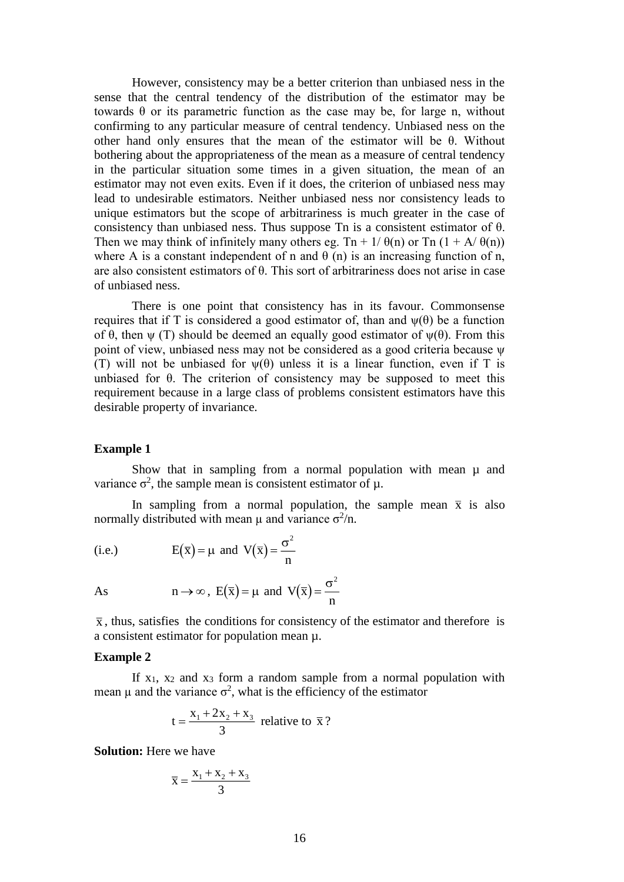However, consistency may be a better criterion than unbiased ness in the sense that the central tendency of the distribution of the estimator may be towards θ or its parametric function as the case may be, for large n, without confirming to any particular measure of central tendency. Unbiased ness on the other hand only ensures that the mean of the estimator will be θ. Without bothering about the appropriateness of the mean as a measure of central tendency in the particular situation some times in a given situation, the mean of an estimator may not even exits. Even if it does, the criterion of unbiased ness may lead to undesirable estimators. Neither unbiased ness nor consistency leads to unique estimators but the scope of arbitrariness is much greater in the case of consistency than unbiased ness. Thus suppose Tn is a consistent estimator of θ. Then we may think of infinitely many others eg. Tn + 1/ θ(n) or Tn (1 + A/ θ(n)) where A is a constant independent of n and θ (n) is an increasing function of n, are also consistent estimators of θ. This sort of arbitrariness does not arise in case of unbiased ness.

There is one point that consistency has in its favour. Commonsense requires that if T is considered a good estimator of, than and ψ(θ) be a function of θ, then ψ (T) should be deemed an equally good estimator of ψ(θ). From this point of view, unbiased ness may not be considered as a good criteria because ψ (T) will not be unbiased for ψ(θ) unless it is a linear function, even if T is unbiased for θ. The criterion of consistency may be supposed to meet this requirement because in a large class of problems consistent estimators have this desirable property of invariance.

**Example 1**

Show that in sampling from a normal population with mean μ and variance $\sigma^2$, the sample mean is consistent estimator of μ.

In sampling from a normal population, the sample mean $\bar{x}$ is also normally distributed with mean μ and variance $\sigma^2/n$.

(i.e.) $$E(\bar{x}) = \mu \text{ and } V(\bar{x}) = \frac{\sigma^2}{n}$$

As $$n \to \infty,\ E(\bar{x}) = \mu \text{ and } V(\bar{x}) = \frac{\sigma^2}{n}$$

$\bar{x}$, thus, satisfies the conditions for consistency of the estimator and therefore is a consistent estimator for population mean μ.

**Example 2**

If $x_1$, $x_2$ and $x_3$ form a random sample from a normal population with mean μ and the variance $\sigma^2$, what is the efficiency of the estimator

$$t = \frac{x_1 + 2x_2 + x_3}{3} \text{ relative to } \bar{x}?$$

**Solution:** Here we have

$$\bar{x} = \frac{x_1 + x_2 + x_3}{3}$$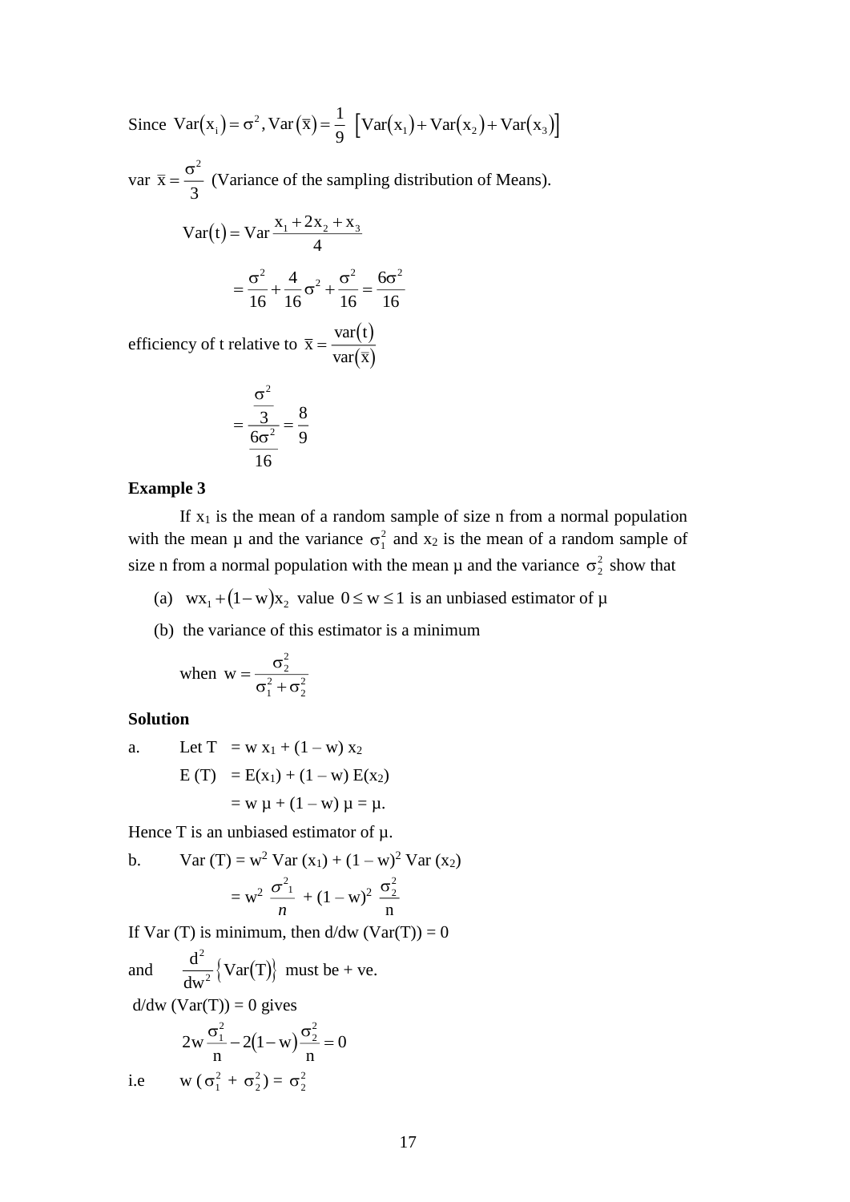Since $\text{Var}(x_i) = \sigma^2, \text{Var}(\bar{x}) = \frac{1}{9}\left[\text{Var}(x_1) + \text{Var}(x_2) + \text{Var}(x_3)\right]$

var $\bar{x} = \frac{\sigma^2}{3}$ (Variance of the sampling distribution of Means).

$$\text{Var}(t) = \text{Var}\,\frac{x_1 + 2x_2 + x_3}{4}$$

$$= \frac{\sigma^2}{16} + \frac{4}{16}\sigma^2 + \frac{\sigma^2}{16} = \frac{6\sigma^2}{16}$$

efficiency of t relative to $\bar{x} = \frac{\text{var}(t)}{\text{var}(\bar{x})}$

$$= \frac{\frac{\sigma^2}{3}}{\frac{6\sigma^2}{16}} = \frac{8}{9}$$

**Example 3**

If $x_1$ is the mean of a random sample of size n from a normal population with the mean μ and the variance $\sigma_1^2$ and $x_2$ is the mean of a random sample of size n from a normal population with the mean μ and the variance $\sigma_2^2$ show that

(a) $wx_1 + (1-w)x_2$ value $0 \le w \le 1$ is an unbiased estimator of μ

(b) the variance of this estimator is a minimum

when $w = \frac{\sigma_2^2}{\sigma_1^2 + \sigma_2^2}$

**Solution**

a. Let T $= w\,x_1 + (1 - w)\,x_2$

E (T) $= E(x_1) + (1 - w)\,E(x_2)$

$= w\,\mu + (1 - w)\,\mu = \mu.$

Hence T is an unbiased estimator of μ.

b. $\text{Var}(T) = w^2\,\text{Var}(x_1) + (1 - w)^2\,\text{Var}(x_2)$

$$= w^2\,\frac{\sigma_1^2}{n} + (1 - w)^2\,\frac{\sigma_2^2}{n}$$

If Var (T) is minimum, then d/dw (Var(T)) = 0

and $\frac{d^2}{dw^2}\{\text{Var}(T)\}$ must be + ve.

d/dw (Var(T)) = 0 gives

$$2w\frac{\sigma_1^2}{n} - 2(1-w)\frac{\sigma_2^2}{n} = 0$$

i.e $w\,(\sigma_1^2 + \sigma_2^2) = \sigma_2^2$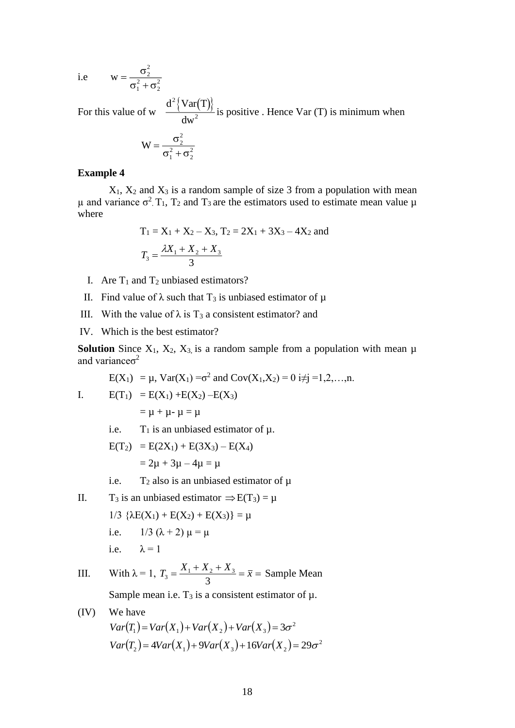i.e $\quad w = \dfrac{\sigma_2^2}{\sigma_1^2 + \sigma_2^2}$

For this value of w $\dfrac{d^2\{Var(T)\}}{dw^2}$ is positive . Hence Var (T) is minimum when

$$W = \frac{\sigma_2^2}{\sigma_1^2 + \sigma_2^2}$$

**Example 4**

$X_1$, $X_2$ and $X_3$ is a random sample of size 3 from a population with mean μ and variance $\sigma^2$. $T_1$, $T_2$ and $T_3$ are the estimators used to estimate mean value μ where

$T_1 = X_1 + X_2 – X_3$, $T_2 = 2X_1 + 3X_3 – 4X_2$ and

$$T_3 = \frac{\lambda X_1 + X_2 + X_3}{3}$$

I. Are $T_1$ and $T_2$ unbiased estimators?

II. Find value of λ such that $T_3$ is unbiased estimator of μ

III. With the value of λ is $T_3$ a consistent estimator? and

IV. Which is the best estimator?

**Solution** Since $X_1$, $X_2$, $X_3$, is a random sample from a population with mean μ and variance$\sigma^2$

$E(X_1) = \mu$, $Var(X_1) = \sigma^2$ and $Cov(X_1,X_2) = 0$ $i \neq j = 1,2,\ldots,n$.

I. $E(T_1) = E(X_1) + E(X_2) – E(X_3)$

$= \mu + \mu - \mu = \mu$

i.e. $T_1$ is an unbiased estimator of μ.

$E(T_2) = E(2X_1) + E(3X_3) – E(X_4)$

$= 2\mu + 3\mu – 4\mu = \mu$

i.e. $T_2$ also is an unbiased estimator of μ

II. $T_3$ is an unbiased estimator $\Rightarrow E(T_3) = \mu$

$1/3 \ \{\lambda E(X_1) + E(X_2) + E(X_3)\} = \mu$

i.e. $1/3 \ (\lambda + 2) \ \mu = \mu$

i.e. $\lambda = 1$

III. With $\lambda = 1$, $T_3 = \dfrac{X_1 + X_2 + X_3}{3} = \bar{x} =$ Sample Mean

Sample mean i.e. $T_3$ is a consistent estimator of μ.

(IV) We have

$Var(T_1) = Var(X_1) + Var(X_2) + Var(X_3) = 3\sigma^2$

$Var(T_2) = 4Var(X_1) + 9Var(X_3) + 16Var(X_2) = 29\sigma^2$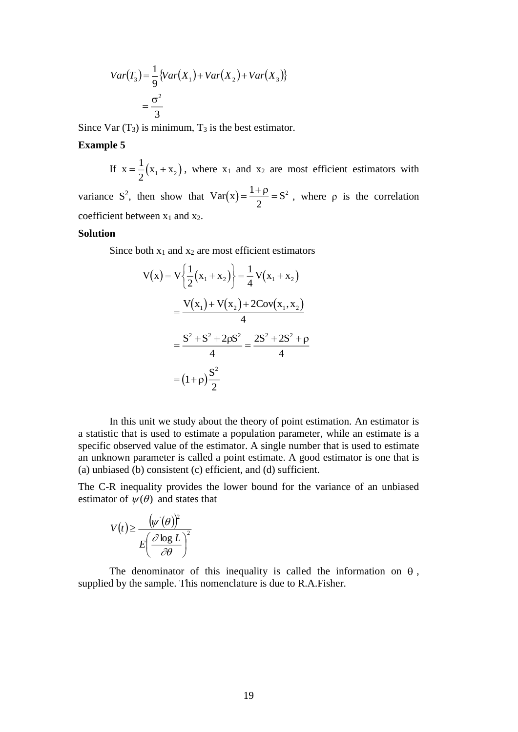$$Var(T_3) = \frac{1}{9}\{Var(X_1) + Var(X_2) + Var(X_3)\}$$

$$= \frac{\sigma^2}{3}$$

Since Var ($T_3$) is minimum, $T_3$ is the best estimator.

**Example 5**

If $x = \frac{1}{2}(x_1 + x_2)$, where $x_1$ and $x_2$ are most efficient estimators with variance $S^2$, then show that $Var(x) = \frac{1+\rho}{2} = S^2$, where $\rho$ is the correlation coefficient between $x_1$ and $x_2$.

**Solution**

Since both $x_1$ and $x_2$ are most efficient estimators

$$V(x) = V\left\{\frac{1}{2}(x_1 + x_2)\right\} = \frac{1}{4}V(x_1 + x_2)$$

$$= \frac{V(x_1) + V(x_2) + 2Cov(x_1, x_2)}{4}$$

$$= \frac{S^2 + S^2 + 2\rho S^2}{4} = \frac{2S^2 + 2S^2 + \rho}{4}$$

$$= (1+\rho)\frac{S^2}{2}$$

In this unit we study about the theory of point estimation. An estimator is a statistic that is used to estimate a population parameter, while an estimate is a specific observed value of the estimator. A single number that is used to estimate an unknown parameter is called a point estimate. A good estimator is one that is (a) unbiased (b) consistent (c) efficient, and (d) sufficient.

The C-R inequality provides the lower bound for the variance of an unbiased estimator of $\psi(\theta)$ and states that

$$V(t) \geq \frac{\left(\psi^{'}(\theta)\right)^2}{E\left(\frac{\partial \log L}{\partial \theta}\right)^2}$$

The denominator of this inequality is called the information on $\theta$, supplied by the sample. This nomenclature is due to R.A.Fisher.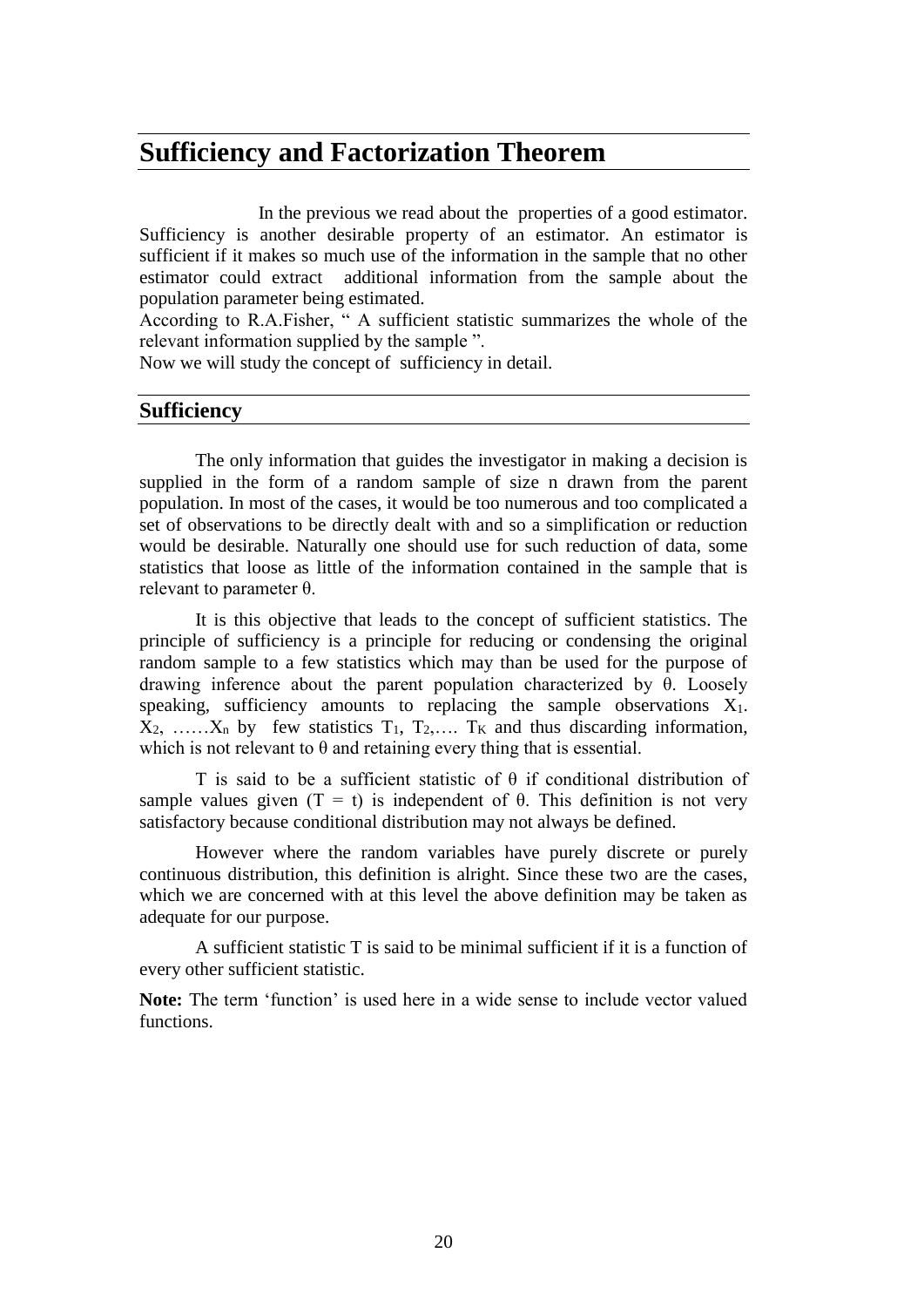# Sufficiency and Factorization Theorem

In the previous we read about the properties of a good estimator. Sufficiency is another desirable property of an estimator. An estimator is sufficient if it makes so much use of the information in the sample that no other estimator could extract additional information from the sample about the population parameter being estimated.

According to R.A.Fisher, " A sufficient statistic summarizes the whole of the relevant information supplied by the sample ".

Now we will study the concept of sufficiency in detail.

## Sufficiency

The only information that guides the investigator in making a decision is supplied in the form of a random sample of size n drawn from the parent population. In most of the cases, it would be too numerous and too complicated a set of observations to be directly dealt with and so a simplification or reduction would be desirable. Naturally one should use for such reduction of data, some statistics that loose as little of the information contained in the sample that is relevant to parameter $\theta$.

It is this objective that leads to the concept of sufficient statistics. The principle of sufficiency is a principle for reducing or condensing the original random sample to a few statistics which may than be used for the purpose of drawing inference about the parent population characterized by $\theta$. Loosely speaking, sufficiency amounts to replacing the sample observations $X_1$. $X_2$, ……$X_n$ by few statistics $T_1$, $T_2$,…. $T_K$ and thus discarding information, which is not relevant to $\theta$ and retaining every thing that is essential.

T is said to be a sufficient statistic of $\theta$ if conditional distribution of sample values given $(T = t)$ is independent of $\theta$. This definition is not very satisfactory because conditional distribution may not always be defined.

However where the random variables have purely discrete or purely continuous distribution, this definition is alright. Since these two are the cases, which we are concerned with at this level the above definition may be taken as adequate for our purpose.

A sufficient statistic T is said to be minimal sufficient if it is a function of every other sufficient statistic.

**Note:** The term 'function' is used here in a wide sense to include vector valued functions.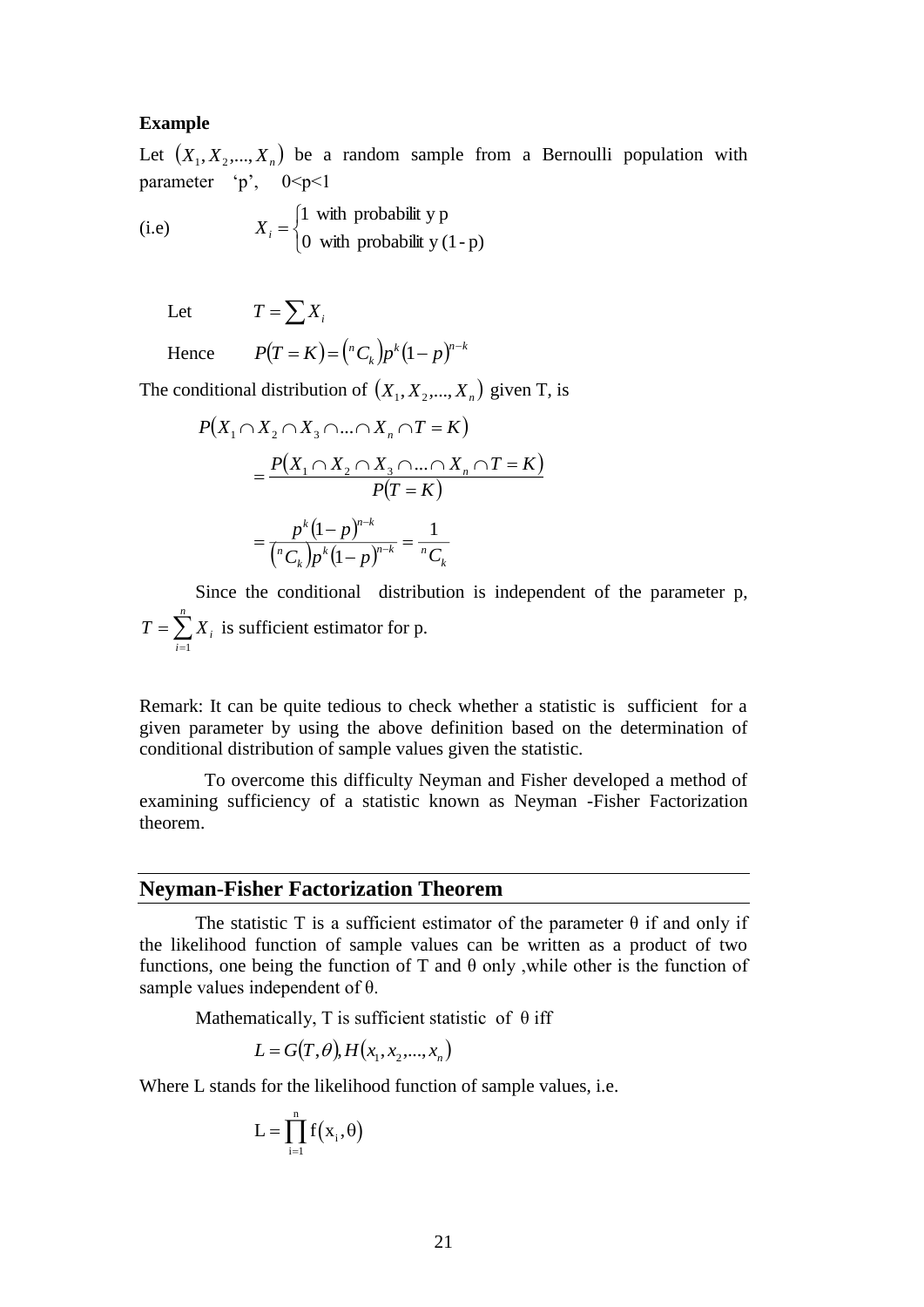**Example**

Let $(X_1, X_2, ..., X_n)$ be a random sample from a Bernoulli population with parameter 'p', 0<p<1

(i.e) $$X_i = \begin{cases} 1 \text{ with probability p} \\ 0 \text{ with probability (1-p)} \end{cases}$$

Let $T = \sum X_i$

Hence $P(T = K) = \left({}^nC_k\right) p^k (1-p)^{n-k}$

The conditional distribution of $(X_1, X_2, ..., X_n)$ given T, is

$$P(X_1 \cap X_2 \cap X_3 \cap ... \cap X_n \cap T = K)$$

$$= \frac{P(X_1 \cap X_2 \cap X_3 \cap ... \cap X_n \cap T = K)}{P(T = K)}$$

$$= \frac{p^k (1-p)^{n-k}}{\left({}^nC_k\right) p^k (1-p)^{n-k}} = \frac{1}{{}^nC_k}$$

Since the conditional distribution is independent of the parameter p, $T = \sum_{i=1}^{n} X_i$ is sufficient estimator for p.

Remark: It can be quite tedious to check whether a statistic is sufficient for a given parameter by using the above definition based on the determination of conditional distribution of sample values given the statistic.

To overcome this difficulty Neyman and Fisher developed a method of examining sufficiency of a statistic known as Neyman -Fisher Factorization theorem.

## Neyman-Fisher Factorization Theorem

The statistic T is a sufficient estimator of the parameter θ if and only if the likelihood function of sample values can be written as a product of two functions, one being the function of T and θ only ,while other is the function of sample values independent of θ.

Mathematically, T is sufficient statistic of θ iff

$$L = G(T, \theta), H(x_1, x_2, ..., x_n)$$

Where L stands for the likelihood function of sample values, i.e.

$$L = \prod_{i=1}^{n} f(x_i, \theta)$$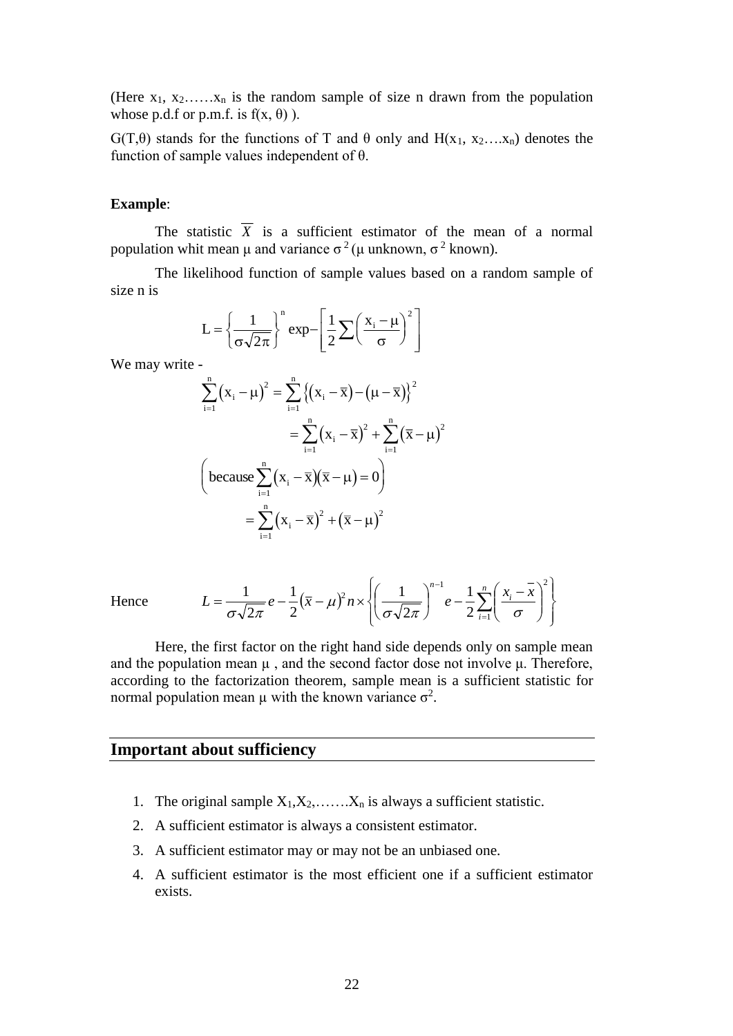(Here $x_1, x_2 \ldots\ldots x_n$ is the random sample of size n drawn from the population whose p.d.f or p.m.f. is $f(x, \theta)$ ).

$G(T,\theta)$ stands for the functions of T and $\theta$ only and $H(x_1, x_2 \ldots . x_n)$ denotes the function of sample values independent of $\theta$.

**Example**:

The statistic $\overline{X}$ is a sufficient estimator of the mean of a normal population whit mean $\mu$ and variance $\sigma^2$ ($\mu$ unknown, $\sigma^2$ known).

The likelihood function of sample values based on a random sample of size n is

$$L = \left\{\frac{1}{\sigma\sqrt{2\pi}}\right\}^n \exp - \left[\frac{1}{2}\sum\left(\frac{x_i - \mu}{\sigma}\right)^2\right]$$

We may write -

$$\sum_{i=1}^{n}(x_i - \mu)^2 = \sum_{i=1}^{n}\left\{(x_i - \bar{x}) - (\mu - \bar{x})\right\}^2$$

$$= \sum_{i=1}^{n}(x_i - \bar{x})^2 + \sum_{i=1}^{n}(\bar{x} - \mu)^2$$

$$\left(\text{because} \sum_{i=1}^{n}(x_i - \bar{x})(\bar{x} - \mu) = 0\right)$$

$$= \sum_{i=1}^{n}(x_i - \bar{x})^2 + (\bar{x} - \mu)^2$$

Hence $$L = \frac{1}{\sigma\sqrt{2\pi}} e - \frac{1}{2}(\bar{x} - \mu)^2 n \times \left\{\left(\frac{1}{\sigma\sqrt{2\pi}}\right)^{n-1} e - \frac{1}{2}\sum_{i=1}^{n}\left(\frac{x_i - \bar{x}}{\sigma}\right)^2\right\}$$

Here, the first factor on the right hand side depends only on sample mean and the population mean $\mu$ , and the second factor dose not involve $\mu$. Therefore, according to the factorization theorem, sample mean is a sufficient statistic for normal population mean $\mu$ with the known variance $\sigma^2$.

## Important about sufficiency

1. The original sample $X_1, X_2, \ldots\ldots . X_n$ is always a sufficient statistic.
2. A sufficient estimator is always a consistent estimator.
3. A sufficient estimator may or may not be an unbiased one.
4. A sufficient estimator is the most efficient one if a sufficient estimator exists.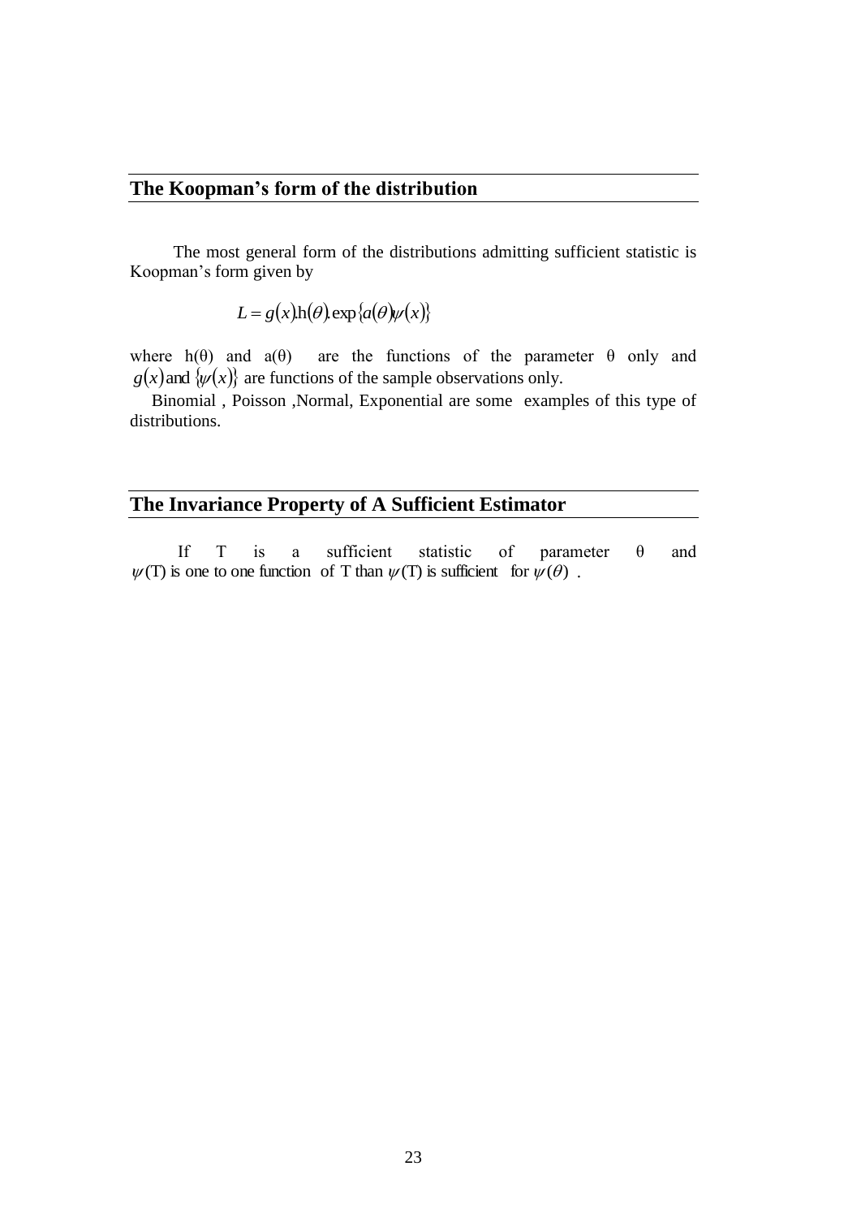## The Koopman's form of the distribution

The most general form of the distributions admitting sufficient statistic is Koopman's form given by

$$L = g(x).h(\theta).\exp\{a(\theta)\psi(x)\}$$

where $h(\theta)$ and $a(\theta)$ are the functions of the parameter $\theta$ only and $g(x)$ and $\{\psi(x)\}$ are functions of the sample observations only.

Binomial , Poisson ,Normal, Exponential are some examples of this type of distributions.

## The Invariance Property of A Sufficient Estimator

If T is a sufficient statistic of parameter $\theta$ and $\psi$(T) is one to one function of T than $\psi$(T) is sufficient for $\psi(\theta)$ .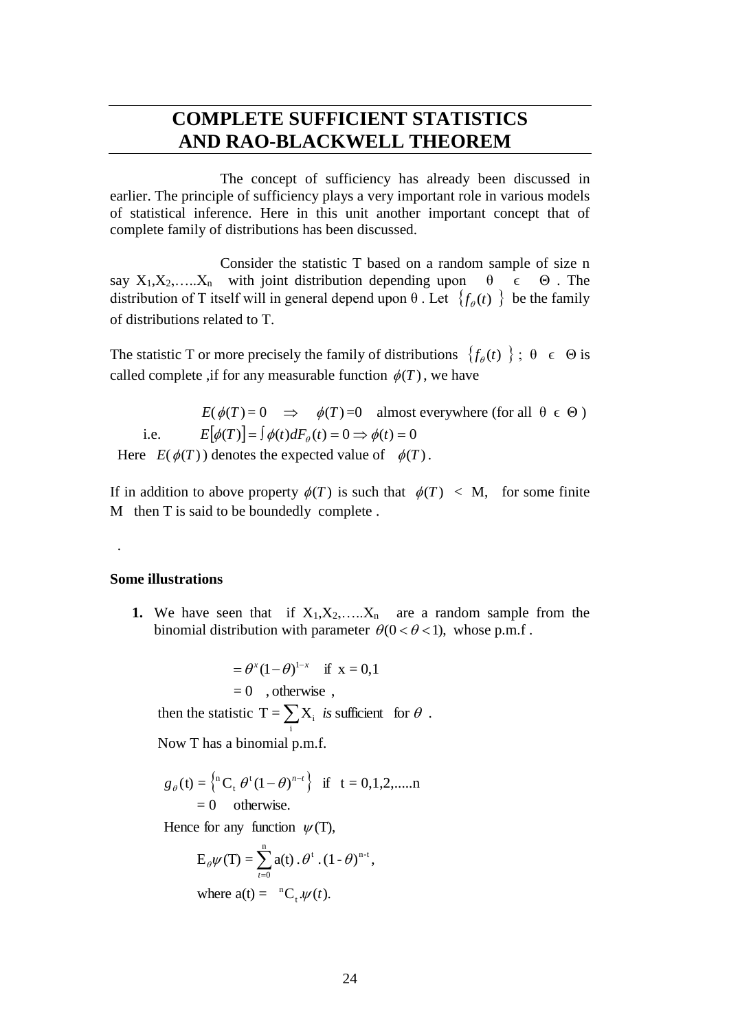# COMPLETE SUFFICIENT STATISTICS AND RAO-BLACKWELL THEOREM

The concept of sufficiency has already been discussed in earlier. The principle of sufficiency plays a very important role in various models of statistical inference. Here in this unit another important concept that of complete family of distributions has been discussed.

Consider the statistic T based on a random sample of size n say $X_1, X_2, \ldots. X_n$ with joint distribution depending upon $\theta \in \Theta$. The distribution of T itself will in general depend upon $\theta$. Let $\{f_\theta(t)\}$ be the family of distributions related to T.

The statistic T or more precisely the family of distributions $\{f_\theta(t)\}$; $\theta \in \Theta$ is called complete ,if for any measurable function $\phi(T)$, we have

$$E(\phi(T) = 0 \quad \Rightarrow \quad \phi(T) = 0 \quad \text{almost everywhere (for all } \theta \in \Theta)$$

i.e. $\quad E[\phi(T)] = \int \phi(t) dF_\theta(t) = 0 \Rightarrow \phi(t) = 0$

Here $E(\phi(T))$ denotes the expected value of $\phi(T)$.

If in addition to above property $\phi(T)$ is such that $\phi(T) < M$, for some finite M then T is said to be boundedly complete .

.

**Some illustrations**

**1.** We have seen that if $X_1, X_2, \ldots. X_n$ are a random sample from the binomial distribution with parameter $\theta (0 < \theta < 1)$, whose p.m.f .

$$= \theta^x (1-\theta)^{1-x} \quad \text{if } x = 0,1$$
$$= 0 \quad \text{, otherwise ,}$$

then the statistic $T = \sum_i X_i$ *is* sufficient for $\theta$ .

Now T has a binomial p.m.f.

$$g_\theta(t) = \{{}^n C_t \, \theta^t (1-\theta)^{n-t}\} \quad \text{if} \quad t = 0,1,2,\ldots..n$$
$$= 0 \quad \text{otherwise.}$$

Hence for any function $\psi(T)$,

$$E_\theta \psi(T) = \sum_{t=0}^{n} a(t) \, . \, \theta^t \, . \, (1-\theta)^{n-t},$$

where $a(t) = {}^n C_t . \psi(t)$.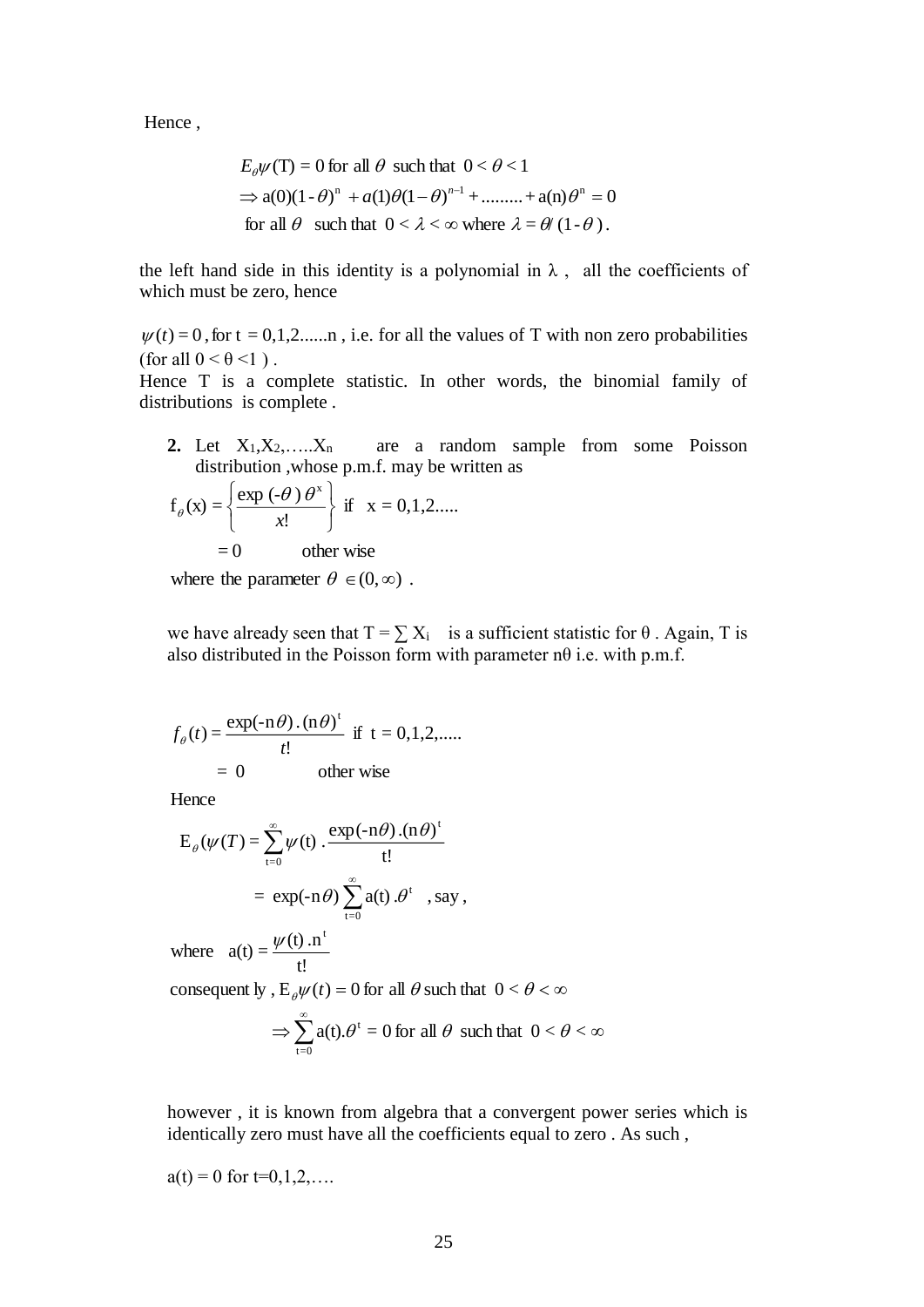Hence ,

$$E_\theta \psi(\mathrm{T}) = 0 \text{ for all } \theta \text{ such that } 0 < \theta < 1$$

$$\Rightarrow \mathrm{a}(0)(1-\theta)^{\mathrm{n}} + a(1)\theta(1-\theta)^{n-1} + \ldots\ldots\ldots + \mathrm{a}(\mathrm{n})\theta^{\mathrm{n}} = 0$$

$$\text{for all } \theta \text{ such that } 0 < \lambda < \infty \text{ where } \lambda = \theta/(1-\theta).$$

the left hand side in this identity is a polynomial in λ , all the coefficients of which must be zero, hence

$\psi(t) = 0$ , for t = 0,1,2......n , i.e. for all the values of T with non zero probabilities (for all $0 < \theta < 1$ ) .

Hence T is a complete statistic. In other words, the binomial family of distributions is complete .

**2.** Let $X_1, X_2, \ldots.. X_n$ are a random sample from some Poisson distribution ,whose p.m.f. may be written as

$$\mathrm{f}_\theta(\mathrm{x}) = \left\{ \frac{\exp(-\theta)\,\theta^{\mathrm{x}}}{x!} \right\} \text{ if } \mathrm{x} = 0,1,2.....$$

$$= 0 \qquad \text{other wise}$$

where the parameter $\theta \in (0, \infty)$ .

we have already seen that $\mathrm{T} = \sum \mathrm{X_i}$ is a sufficient statistic for θ . Again, T is also distributed in the Poisson form with parameter nθ i.e. with p.m.f.

$$f_\theta(t) = \frac{\exp(-\mathrm{n}\theta)\,.\,(\mathrm{n}\theta)^{\mathrm{t}}}{t!} \text{ if } \mathrm{t} = 0,1,2,.....$$

$$= 0 \qquad \text{other wise}$$

Hence

$$\mathrm{E}_\theta(\psi(T) = \sum_{\mathrm{t}=0}^{\infty} \psi(\mathrm{t})\,.\frac{\exp(-\mathrm{n}\theta)\,.(\mathrm{n}\theta)^{\mathrm{t}}}{\mathrm{t}!}$$

$$= \exp(-\mathrm{n}\theta) \sum_{\mathrm{t}=0}^{\infty} \mathrm{a}(\mathrm{t})\,.\theta^{\mathrm{t}} \quad \text{, say ,}$$

where $\mathrm{a}(\mathrm{t}) = \dfrac{\psi(\mathrm{t})\,.\mathrm{n}^{\mathrm{t}}}{\mathrm{t}!}$

consequent ly , $\mathrm{E}_\theta \psi(t) = 0$ for all $\theta$ such that $0 < \theta < \infty$

$$\Rightarrow \sum_{\mathrm{t}=0}^{\infty} \mathrm{a}(\mathrm{t}).\theta^{\mathrm{t}} = 0 \text{ for all } \theta \text{ such that } 0 < \theta < \infty$$

however , it is known from algebra that a convergent power series which is identically zero must have all the coefficients equal to zero . As such ,

a(t) = 0 for t=0,1,2,….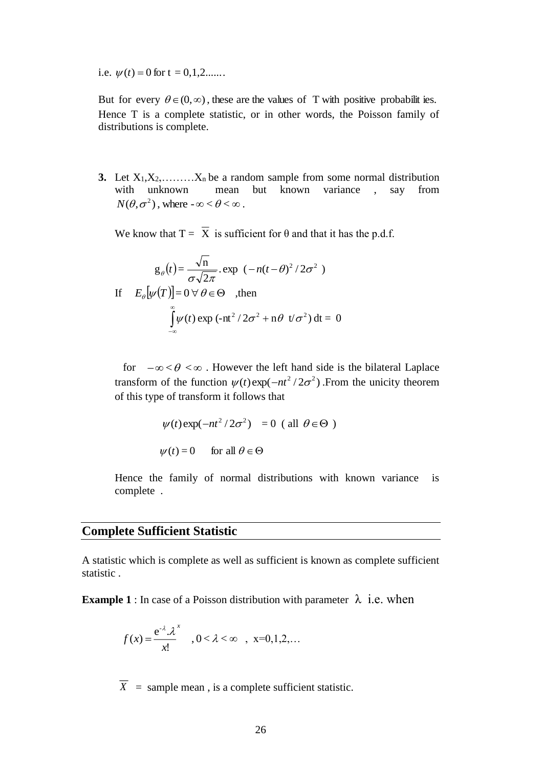i.e. $\psi(t) = 0$ for t $= 0,1,2.......$

But for every $\theta \in (0,\infty)$, these are the values of T with positive probabilit ies. Hence T is a complete statistic, or in other words, the Poisson family of distributions is complete.

**3.** Let $X_1, X_2, \ldots\ldots\ldots X_n$ be a random sample from some normal distribution with unknown mean but known variance , say from $N(\theta, \sigma^2)$, where $-\infty < \theta < \infty$.

We know that T = $\overline{X}$ is sufficient for θ and that it has the p.d.f.

$$g_\theta(t) = \frac{\sqrt{n}}{\sigma\sqrt{2\pi}} . \exp\ \left(-n(t-\theta)^2 / 2\sigma^2\right)$$

If $E_\theta[\psi(T)] = 0 \;\forall\, \theta \in \Theta$ ,then

$$\int_{-\infty}^{\infty} \psi(t) \exp\left(-nt^2 / 2\sigma^2 + n\theta\ t/\sigma^2\right) dt = 0$$

for $-\infty < \theta < \infty$. However the left hand side is the bilateral Laplace transform of the function $\psi(t)\exp(-nt^2/2\sigma^2)$.From the unicity theorem of this type of transform it follows that

$$\psi(t)\exp(-nt^2/2\sigma^2) \quad = 0 \;\; (\text{ all } \theta \in \Theta\ )$$

$$\psi(t) = 0 \qquad \text{for all } \theta \in \Theta$$

Hence the family of normal distributions with known variance is complete .

## Complete Sufficient Statistic

A statistic which is complete as well as sufficient is known as complete sufficient statistic .

**Example 1** : In case of a Poisson distribution with parameter λ i.e. when

$$f(x) = \frac{e^{-\lambda}.\lambda^x}{x!} \quad , 0 < \lambda < \infty \;\;,\;\; x=0,1,2,\ldots$$

$\overline{X}$ = sample mean , is a complete sufficient statistic.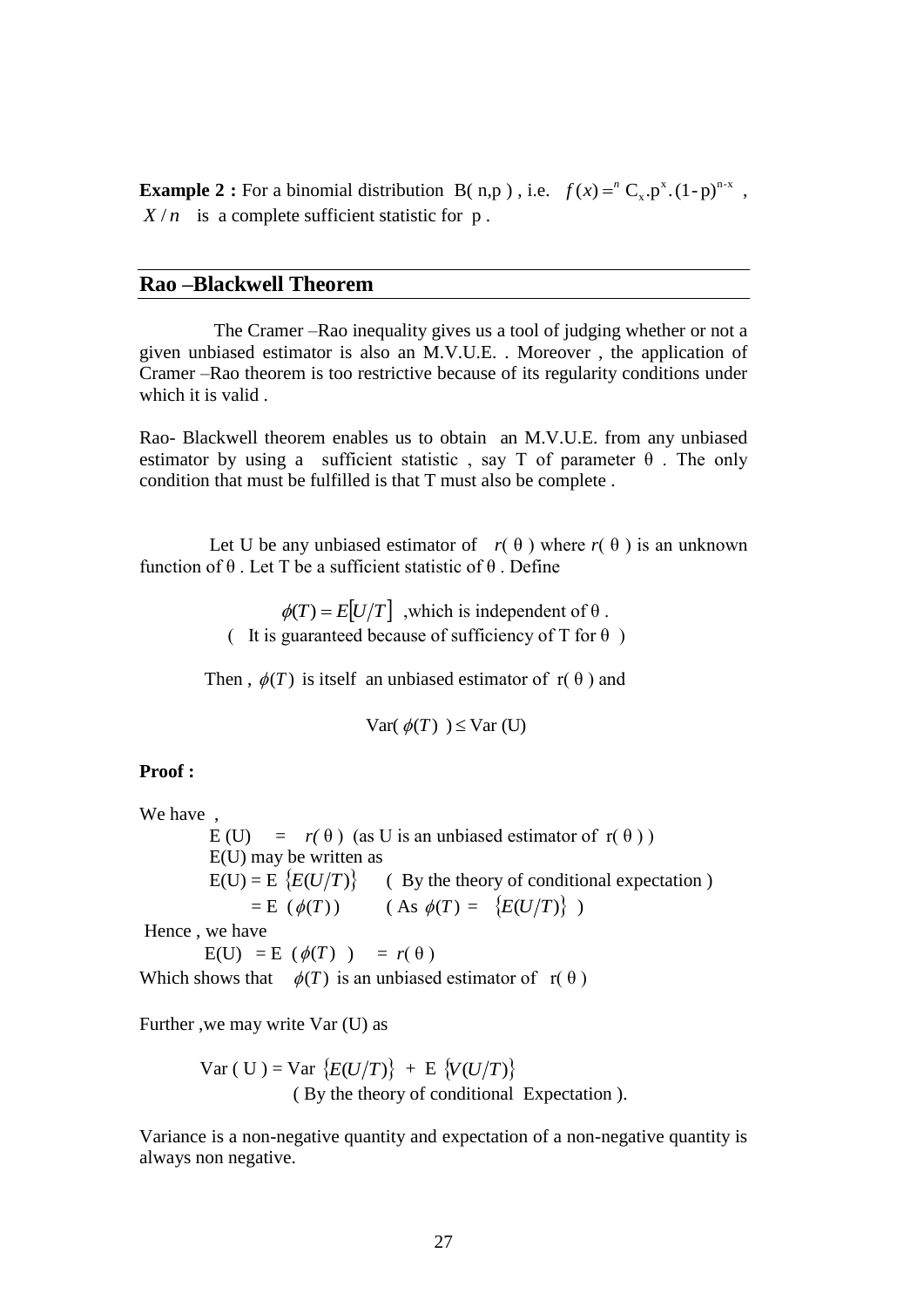**Example 2 :** For a binomial distribution B( n,p ) , i.e. $f(x) = {}^{n}C_{x}.p^{x}.(1-p)^{n-x}$ , $X/n$ is a complete sufficient statistic for p .

## Rao –Blackwell Theorem

The Cramer –Rao inequality gives us a tool of judging whether or not a given unbiased estimator is also an M.V.U.E. . Moreover , the application of Cramer –Rao theorem is too restrictive because of its regularity conditions under which it is valid .

Rao- Blackwell theorem enables us to obtain an M.V.U.E. from any unbiased estimator by using a sufficient statistic , say T of parameter θ . The only condition that must be fulfilled is that T must also be complete .

Let U be any unbiased estimator of $r(\theta)$ where $r(\theta)$ is an unknown function of θ . Let T be a sufficient statistic of θ . Define

$\phi(T) = E[U/T]$ ,which is independent of θ .
( It is guaranteed because of sufficiency of T for θ )

Then , $\phi(T)$ is itself an unbiased estimator of r( θ ) and

$$\text{Var}(\phi(T)) \leq \text{Var}(U)$$

**Proof :**

We have ,

E (U) = $r(\theta)$ (as U is an unbiased estimator of r( θ ) )
E(U) may be written as
E(U) = E $\{E(U/T)\}$ ( By the theory of conditional expectation )
= E $(\phi(T))$ ( As $\phi(T) = \{E(U/T)\}$ )

Hence , we have

E(U) = E $(\phi(T))$ = $r(\theta)$

Which shows that $\phi(T)$ is an unbiased estimator of r( θ )

Further ,we may write Var (U) as

$$\text{Var}(U) = \text{Var}\{E(U/T)\} + E\{V(U/T)\}$$
( By the theory of conditional Expectation ).

Variance is a non-negative quantity and expectation of a non-negative quantity is always non negative.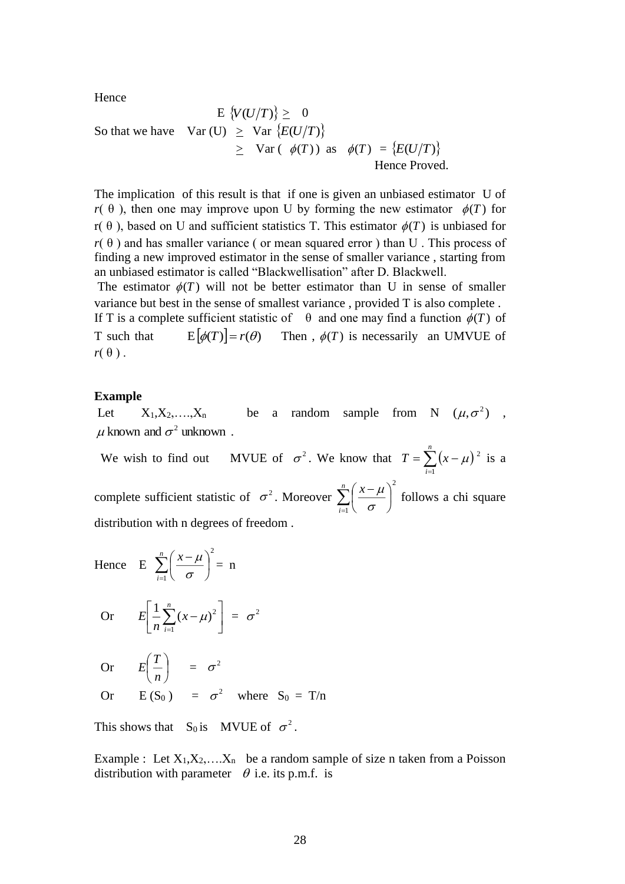Hence

$$\text{E } \{V(U/T)\} \geq 0$$

So that we have $\quad \text{Var}(U) \;\geq\; \text{Var } \{E(U/T)\}$

$$\geq \; \text{Var}(\;\phi(T)) \text{ as } \phi(T) = \{E(U/T)\}$$

Hence Proved.

The implication of this result is that if one is given an unbiased estimator U of $r(\theta)$, then one may improve upon U by forming the new estimator $\phi(T)$ for $r(\theta)$, based on U and sufficient statistics T. This estimator $\phi(T)$ is unbiased for $r(\theta)$ and has smaller variance ( or mean squared error ) than U . This process of finding a new improved estimator in the sense of smaller variance , starting from an unbiased estimator is called "Blackwellisation" after D. Blackwell.

The estimator $\phi(T)$ will not be better estimator than U in sense of smaller variance but best in the sense of smallest variance , provided T is also complete . If T is a complete sufficient statistic of $\theta$ and one may find a function $\phi(T)$ of T such that $\quad \text{E}[\phi(T)] = r(\theta) \quad$ Then , $\phi(T)$ is necessarily an UMVUE of $r(\theta)$ .

**Example**

Let $X_1, X_2, \ldots, X_n$ be a random sample from N $(\mu, \sigma^2)$ , $\mu$ known and $\sigma^2$ unknown .

We wish to find out MVUE of $\sigma^2$. We know that $T = \sum_{i=1}^{n} (x - \mu)^2$ is a complete sufficient statistic of $\sigma^2$. Moreover $\sum_{i=1}^{n} \left(\frac{x-\mu}{\sigma}\right)^2$ follows a chi square distribution with n degrees of freedom .

Hence $\quad \text{E} \sum_{i=1}^{n} \left(\frac{x-\mu}{\sigma}\right)^2 = n$

Or $\quad E\left[\frac{1}{n}\sum_{i=1}^{n}(x-\mu)^2\right] = \sigma^2$

Or $\quad E\left(\frac{T}{n}\right) = \sigma^2$

Or $\quad \text{E}(S_0) = \sigma^2 \quad$ where $S_0 = T/n$

This shows that $S_0$ is MVUE of $\sigma^2$.

Example : Let $X_1, X_2, \ldots. X_n$ be a random sample of size n taken from a Poisson distribution with parameter $\theta$ i.e. its p.m.f. is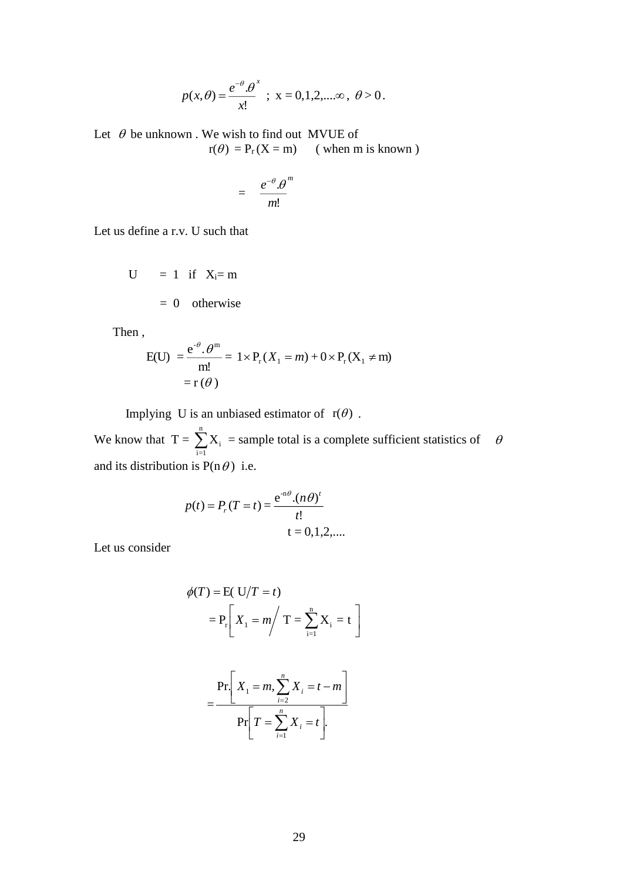$$p(x,\theta) = \frac{e^{-\theta}.\theta^{x}}{x!} \quad ; \ x = 0,1,2,....\infty, \ \theta > 0.$$

Let $\theta$ be unknown . We wish to find out MVUE of

$$r(\theta) = P_r(X = m) \qquad (\text{ when m is known })$$

$$= \frac{e^{-\theta}.\theta^{m}}{m!}$$

Let us define a r.v. U such that

$$U = 1 \quad \text{if} \quad X_i = m$$

$$= 0 \quad \text{otherwise}$$

Then ,

$$E(U) = \frac{e^{-\theta}.\theta^{m}}{m!} = 1 \times P_r(X_1 = m) + 0 \times P_r(X_1 \neq m)$$

$$= r(\theta)$$

Implying U is an unbiased estimator of $r(\theta)$ .

We know that $T = \sum_{i=1}^{n} X_i$ = sample total is a complete sufficient statistics of $\theta$ and its distribution is $P(n\theta)$ i.e.

$$p(t) = P_r(T = t) = \frac{e^{-n\theta}.(n\theta)^{t}}{t!}$$

$$t = 0,1,2,....$$

Let us consider

$$\phi(T) = E(U/T = t)$$

$$= P_r\left[ X_1 = m \Big/ T = \sum_{i=1}^{n} X_i = t \right]$$

$$= \frac{\Pr.\left[ X_1 = m, \sum_{i=2}^{n} X_i = t - m \right]}{\Pr\left[ T = \sum_{i=1}^{n} X_i = t \right].}$$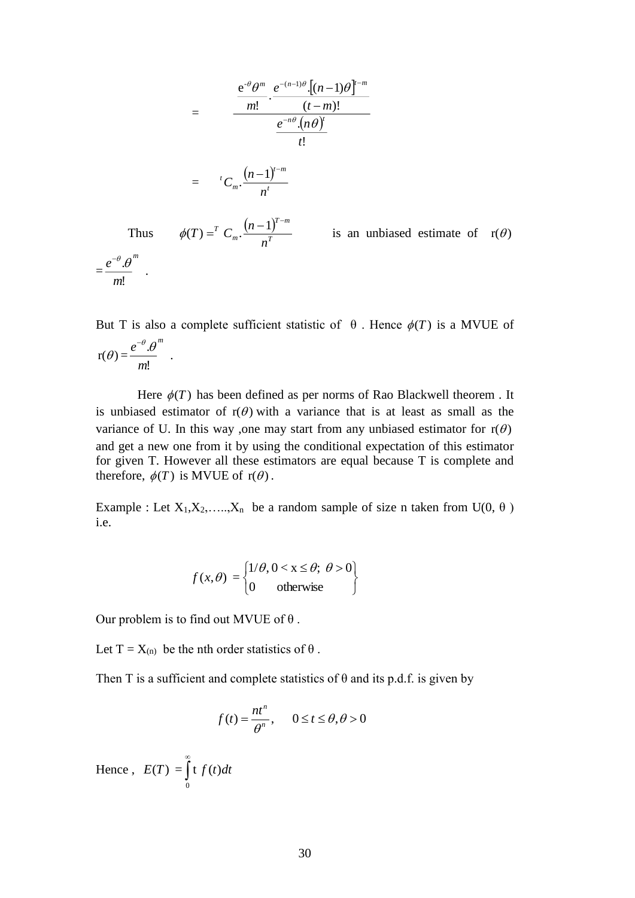$$= \frac{\dfrac{e^{-\theta}\theta^m}{m!} \cdot \dfrac{e^{-(n-1)\theta}.\left[(n-1)\theta\right]^{t-m}}{(t-m)!}}{\dfrac{e^{-n\theta}.(n\theta)^t}{t!}}$$

$$= \ {}^tC_m . \frac{(n-1)^{t-m}}{n^t}$$

Thus $\phi(T) = {}^T C_m . \dfrac{(n-1)^{T-m}}{n^T}$ is an unbiased estimate of $r(\theta) = \dfrac{e^{-\theta}.\theta^m}{m!}$.

But T is also a complete sufficient statistic of θ . Hence $\phi(T)$ is a MVUE of $r(\theta) = \dfrac{e^{-\theta}.\theta^m}{m!}$.

Here $\phi(T)$ has been defined as per norms of Rao Blackwell theorem . It is unbiased estimator of $r(\theta)$ with a variance that is at least as small as the variance of U. In this way ,one may start from any unbiased estimator for $r(\theta)$ and get a new one from it by using the conditional expectation of this estimator for given T. However all these estimators are equal because T is complete and therefore, $\phi(T)$ is MVUE of $r(\theta)$.

Example : Let $X_1, X_2, \ldots, X_n$ be a random sample of size n taken from U(0, θ ) i.e.

$$f(x,\theta) = \begin{cases} 1/\theta, 0 < x \le \theta; \ \theta > 0 \\ 0 \quad \text{otherwise} \end{cases}$$

Our problem is to find out MVUE of θ .

Let $T = X_{(n)}$ be the nth order statistics of θ .

Then T is a sufficient and complete statistics of θ and its p.d.f. is given by

$$f(t) = \frac{nt^n}{\theta^n}, \quad 0 \le t \le \theta, \theta > 0$$

Hence , $E(T) = \int_0^\infty t \ f(t)dt$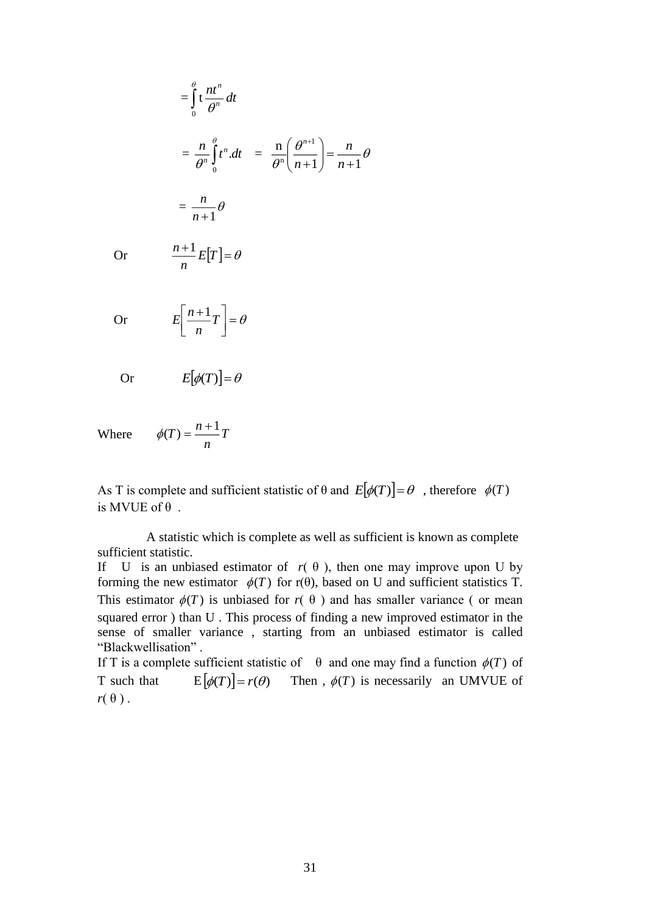$$= \int_0^{\theta} \mathrm{t}\,\frac{nt^n}{\theta^n}\,dt$$

$$= \frac{n}{\theta^n}\int_0^{\theta} t^n.dt \quad = \quad \frac{\mathrm{n}}{\theta^{\mathrm{n}}}\left(\frac{\theta^{n+1}}{n+1}\right) = \frac{n}{n+1}\theta$$

$$= \frac{n}{n+1}\theta$$

Or $$\frac{n+1}{n}E[T] = \theta$$

Or $$E\left[\frac{n+1}{n}T\right] = \theta$$

Or $$E[\phi(T)] = \theta$$

Where $$\phi(T) = \frac{n+1}{n}T$$

As T is complete and sufficient statistic of θ and $E[\phi(T)] = \theta$ , therefore $\phi(T)$ is MVUE of θ .

A statistic which is complete as well as sufficient is known as complete sufficient statistic.

If U is an unbiased estimator of $r(\theta)$, then one may improve upon U by forming the new estimator $\phi(T)$ for r(θ), based on U and sufficient statistics T. This estimator $\phi(T)$ is unbiased for $r(\theta)$ and has smaller variance ( or mean squared error ) than U . This process of finding a new improved estimator in the sense of smaller variance , starting from an unbiased estimator is called "Blackwellisation" .

If T is a complete sufficient statistic of θ and one may find a function $\phi(T)$ of T such that $\mathrm{E}[\phi(T)] = r(\theta)$ Then , $\phi(T)$ is necessarily an UMVUE of $r(\theta)$ .